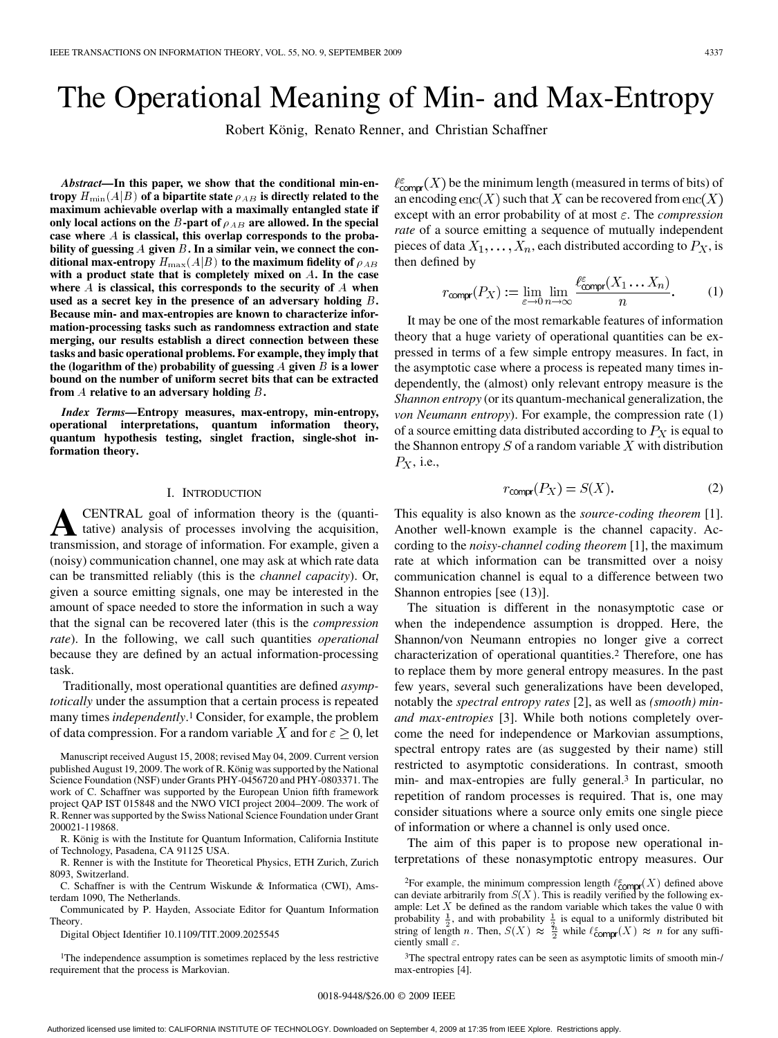# The Operational Meaning of Min- and Max-Entropy

Robert König, Renato Renner, and Christian Schaffner

***Abstract*—In this paper, we show that the conditional min-entropy $H_{\min}(A|B)$ of a bipartite state $\rho_{AB}$ is directly related to the maximum achievable overlap with a maximally entangled state if only local actions on the $B$-part of $\rho_{AB}$ are allowed. In the special case where $A$ is classical, this overlap corresponds to the probability of guessing $A$ given $B$. In a similar vein, we connect the conditional max-entropy $H_{\max}(A|B)$ to the maximum fidelity of $\rho_{AB}$ with a product state that is completely mixed on $A$. In the case where $A$ is classical, this corresponds to the security of $A$ when used as a secret key in the presence of an adversary holding $B$. Because min- and max-entropies are known to characterize information-processing tasks such as randomness extraction and state merging, our results establish a direct connection between these tasks and basic operational problems. For example, they imply that the (logarithm of the) probability of guessing $A$ given $B$ is a lower bound on the number of uniform secret bits that can be extracted from $A$ relative to an adversary holding $B$.**

***Index Terms*—Entropy measures, max-entropy, min-entropy, operational interpretations, quantum information theory, quantum hypothesis testing, singlet fraction, single-shot information theory.**

## I. Introduction

A central goal of information theory is the (quantitative) analysis of processes involving the acquisition, transmission, and storage of information. For example, given a (noisy) communication channel, one may ask at which rate data can be transmitted reliably (this is the *channel capacity*). Or, given a source emitting signals, one may be interested in the amount of space needed to store the information in such a way that the signal can be recovered later (this is the *compression rate*). In the following, we call such quantities *operational* because they are defined by an actual information-processing task.

Traditionally, most operational quantities are defined *asymptotically* under the assumption that a certain process is repeated many times *independently*.[1] Consider, for example, the problem of data compression. For a random variable $X$ and for $\varepsilon \geq 0$, let $\ell_{\mathsf{compr}}^{\varepsilon}(X)$ be the minimum length (measured in terms of bits) of an encoding $\mathrm{enc}(X)$ such that $X$ can be recovered from $\mathrm{enc}(X)$ except with an error probability of at most $\varepsilon$. The *compression rate* of a source emitting a sequence of mutually independent pieces of data $X_1, \ldots, X_n$, each distributed according to $P_X$, is then defined by

$$r_{\mathsf{compr}}(P_X) := \lim_{\varepsilon \to 0} \lim_{n \to \infty} \frac{\ell_{\mathsf{compr}}^{\varepsilon}(X_1 \ldots X_n)}{n}. \tag{1}$$

It may be one of the most remarkable features of information theory that a huge variety of operational quantities can be expressed in terms of a few simple entropy measures. In fact, in the asymptotic case where a process is repeated many times independently, the (almost) only relevant entropy measure is the *Shannon entropy* (or its quantum-mechanical generalization, the *von Neumann entropy*). For example, the compression rate (1) of a source emitting data distributed according to $P_X$ is equal to the Shannon entropy $S$ of a random variable $X$ with distribution $P_X$, i.e.,

$$r_{\mathsf{compr}}(P_X) = S(X). \tag{2}$$

This equality is also known as the *source-coding theorem* [1]. Another well-known example is the channel capacity. According to the *noisy-channel coding theorem* [1], the maximum rate at which information can be transmitted over a noisy communication channel is equal to a difference between two Shannon entropies [see (13)].

The situation is different in the nonasymptotic case or when the independence assumption is dropped. Here, the Shannon/von Neumann entropies no longer give a correct characterization of operational quantities.[2] Therefore, one has to replace them by more general entropy measures. In the past few years, several such generalizations have been developed, notably the *spectral entropy rates* [2], as well as *(smooth) min- and max-entropies* [3]. While both notions completely overcome the need for independence or Markovian assumptions, spectral entropy rates are (as suggested by their name) still restricted to asymptotic considerations. In contrast, smooth min- and max-entropies are fully general.[3] In particular, no repetition of random processes is required. That is, one may consider situations where a source only emits one single piece of information or where a channel is only used once.

The aim of this paper is to propose new operational interpretations of these nonasymptotic entropy measures. Our

---

Manuscript received August 15, 2008; revised May 04, 2009. Current version published August 19, 2009. The work of R. König was supported by the National Science Foundation (NSF) under Grants PHY-0456720 and PHY-0803371. The work of C. Schaffner was supported by the European Union fifth framework project QAP IST 015848 and the NWO VICI project 2004–2009. The work of R. Renner was supported by the Swiss National Science Foundation under Grant 200021-119868.

R. König is with the Institute for Quantum Information, California Institute of Technology, Pasadena, CA 91125 USA.

R. Renner is with the Institute for Theoretical Physics, ETH Zurich, Zurich 8093, Switzerland.

C. Schaffner is with the Centrum Wiskunde & Informatica (CWI), Amsterdam 1090, The Netherlands.

Communicated by P. Hayden, Associate Editor for Quantum Information Theory.

Digital Object Identifier 10.1109/TIT.2009.2025545

[1] The independence assumption is sometimes replaced by the less restrictive requirement that the process is Markovian.

[2] For example, the minimum compression length $\ell_{\mathsf{compr}}^{\varepsilon}(X)$ defined above can deviate arbitrarily from $S(X)$. This is readily verified by the following example: Let $X$ be defined as the random variable which takes the value 0 with probability $\frac{1}{2}$, and with probability $\frac{1}{2}$ is equal to a uniformly distributed bit string of length $n$. Then, $S(X) \approx \frac{n}{2}$ while $\ell_{\mathsf{compr}}^{\varepsilon}(X) \approx n$ for any sufficiently small $\varepsilon$.

[3] The spectral entropy rates can be seen as asymptotic limits of smooth min-/max-entropies [4].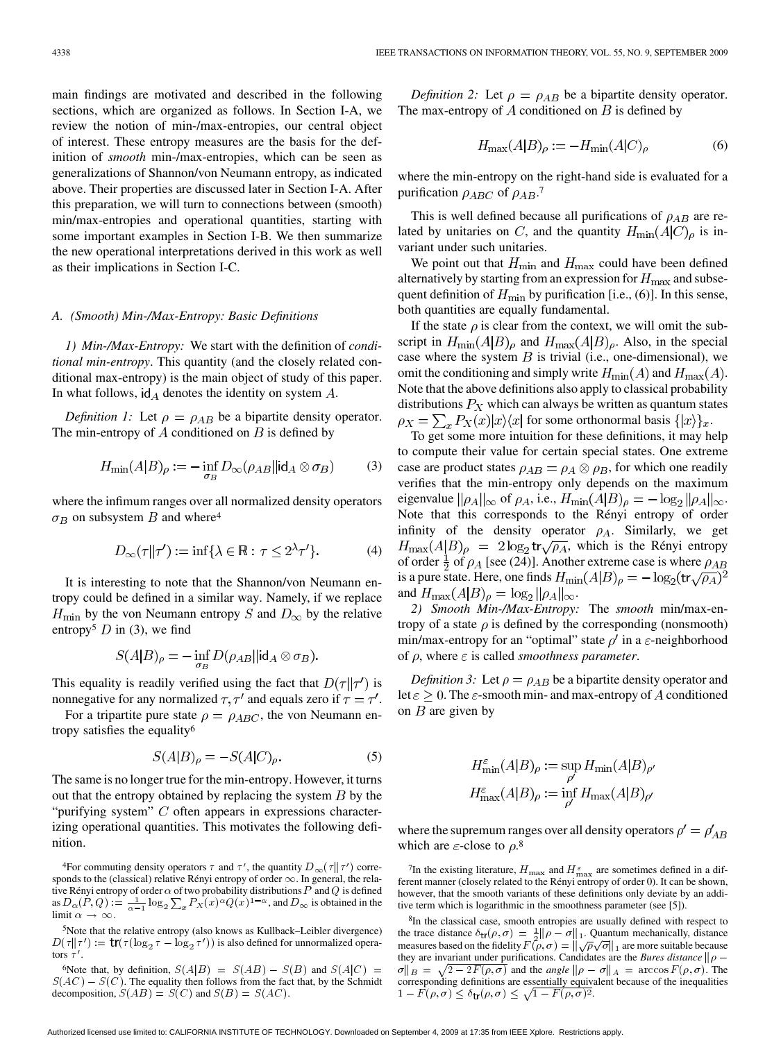main findings are motivated and described in the following sections, which are organized as follows. In Section I-A, we review the notion of min-/max-entropies, our central object of interest. These entropy measures are the basis for the definition of *smooth* min-/max-entropies, which can be seen as generalizations of Shannon/von Neumann entropy, as indicated above. Their properties are discussed later in Section I-A. After this preparation, we will turn to connections between (smooth) min/max-entropies and operational quantities, starting with some important examples in Section I-B. We then summarize the new operational interpretations derived in this work as well as their implications in Section I-C.

### A. (Smooth) Min-/Max-Entropy: Basic Definitions

*1) Min-/Max-Entropy:* We start with the definition of *conditional min-entropy*. This quantity (and the closely related conditional max-entropy) is the main object of study of this paper. In what follows, $\mathrm{id}_A$ denotes the identity on system $A$.

*Definition 1:* Let $\rho = \rho_{AB}$ be a bipartite density operator. The min-entropy of $A$ conditioned on $B$ is defined by

$$H_{\min}(A|B)_\rho := -\inf_{\sigma_B} D_\infty(\rho_{AB}\|\mathrm{id}_A \otimes \sigma_B) \tag{3}$$

where the infimum ranges over all normalized density operators $\sigma_B$ on subsystem $B$ and where[4]

$$D_\infty(\tau\|\tau') := \inf\{\lambda \in \mathbb{R} : \tau \leq 2^\lambda \tau'\}. \tag{4}$$

It is interesting to note that the Shannon/von Neumann entropy could be defined in a similar way. Namely, if we replace $H_{\min}$ by the von Neumann entropy $S$ and $D_\infty$ by the relative entropy[5] $D$ in (3), we find

$$S(A|B)_\rho = -\inf_{\sigma_B} D(\rho_{AB}\|\mathrm{id}_A \otimes \sigma_B).$$

This equality is readily verified using the fact that $D(\tau\|\tau')$ is nonnegative for any normalized $\tau, \tau'$ and equals zero if $\tau = \tau'$.

For a tripartite pure state $\rho = \rho_{ABC}$, the von Neumann entropy satisfies the equality[6]

$$S(A|B)_\rho = -S(A|C)_\rho. \tag{5}$$

The same is no longer true for the min-entropy. However, it turns out that the entropy obtained by replacing the system $B$ by the "purifying system" $C$ often appears in expressions characterizing operational quantities. This motivates the following definition.

*Definition 2:* Let $\rho = \rho_{AB}$ be a bipartite density operator. The max-entropy of $A$ conditioned on $B$ is defined by

$$H_{\max}(A|B)_\rho := -H_{\min}(A|C)_\rho \tag{6}$$

where the min-entropy on the right-hand side is evaluated for a purification $\rho_{ABC}$ of $\rho_{AB}$.[7]

This is well defined because all purifications of $\rho_{AB}$ are related by unitaries on $C$, and the quantity $H_{\min}(A|C)_\rho$ is invariant under such unitaries.

We point out that $H_{\min}$ and $H_{\max}$ could have been defined alternatively by starting from an expression for $H_{\max}$ and subsequent definition of $H_{\min}$ by purification [i.e., (6)]. In this sense, both quantities are equally fundamental.

If the state $\rho$ is clear from the context, we will omit the subscript in $H_{\min}(A|B)_\rho$ and $H_{\max}(A|B)_\rho$. Also, in the special case where the system $B$ is trivial (i.e., one-dimensional), we omit the conditioning and simply write $H_{\min}(A)$ and $H_{\max}(A)$. Note that the above definitions also apply to classical probability distributions $P_X$ which can always be written as quantum states $\rho_X = \sum_x P_X(x)|x\rangle\langle x|$ for some orthonormal basis $\{|x\rangle\}_x$.

To get some more intuition for these definitions, it may help to compute their value for certain special states. One extreme case are product states $\rho_{AB} = \rho_A \otimes \rho_B$, for which one readily verifies that the min-entropy only depends on the maximum eigenvalue $\|\rho_A\|_\infty$ of $\rho_A$, i.e., $H_{\min}(A|B)_\rho = -\log_2\|\rho_A\|_\infty$. Note that this corresponds to the Rényi entropy of order infinity of the density operator $\rho_A$. Similarly, we get $H_{\max}(A|B)_\rho = 2\log_2 \mathrm{tr}\sqrt{\rho_A}$, which is the Rényi entropy of order $\frac{1}{2}$ of $\rho_A$ [see (24)]. Another extreme case is where $\rho_{AB}$ is a pure state. Here, one finds $H_{\min}(A|B)_\rho = -\log_2(\mathrm{tr}\sqrt{\rho_A})^2$ and $H_{\max}(A|B)_\rho = \log_2\|\rho_A\|_\infty$.

*2) Smooth Min-/Max-Entropy:* The *smooth* min/max-entropy of a state $\rho$ is defined by the corresponding (nonsmooth) min/max-entropy for an "optimal" state $\rho'$ in a $\varepsilon$-neighborhood of $\rho$, where $\varepsilon$ is called *smoothness parameter*.

*Definition 3:* Let $\rho = \rho_{AB}$ be a bipartite density operator and let $\varepsilon \geq 0$. The $\varepsilon$-smooth min- and max-entropy of $A$ conditioned on $B$ are given by

$$H_{\min}^\varepsilon(A|B)_\rho := \sup_{\rho'} H_{\min}(A|B)_{\rho'}$$
$$H_{\max}^\varepsilon(A|B)_\rho := \inf_{\rho'} H_{\max}(A|B)_{\rho'}$$

where the supremum ranges over all density operators $\rho' = \rho'_{AB}$ which are $\varepsilon$-close to $\rho$.[8]

---

[4]For commuting density operators $\tau$ and $\tau'$, the quantity $D_\infty(\tau\|\tau')$ corresponds to the (classical) relative Rényi entropy of order $\infty$. In general, the relative Rényi entropy of order $\alpha$ of two probability distributions $P$ and $Q$ is defined as $D_\alpha(P,Q) := \frac{1}{\alpha-1}\log_2\sum_x P_X(x)^\alpha Q(x)^{1-\alpha}$, and $D_\infty$ is obtained in the limit $\alpha \to \infty$.

[5]Note that the relative entropy (also knows as Kullback–Leibler divergence) $D(\tau\|\tau') := \mathrm{tr}(\tau(\log_2\tau - \log_2\tau'))$ is also defined for unnormalized operators $\tau'$.

[6]Note that, by definition, $S(A|B) = S(AB) - S(B)$ and $S(A|C) = S(AC) - S(C)$. The equality then follows from the fact that, by the Schmidt decomposition, $S(AB) = S(C)$ and $S(B) = S(AC)$.

[7]In the existing literature, $H_{\max}$ and $H_{\max}^\varepsilon$ are sometimes defined in a different manner (closely related to the Rényi entropy of order 0). It can be shown, however, that the smooth variants of these definitions only deviate by an additive term which is logarithmic in the smoothness parameter (see [5]).

[8]In the classical case, smooth entropies are usually defined with respect to the trace distance $\delta_{\mathrm{tr}}(\rho,\sigma) = \frac{1}{2}\|\rho - \sigma\|_1$. Quantum mechanically, distance measures based on the fidelity $F(\rho,\sigma) = \|\sqrt{\rho}\sqrt{\sigma}\|_1$ are more suitable because they are invariant under purifications. Candidates are the *Bures distance* $\|\rho - \sigma\|_B = \sqrt{2 - 2F(\rho,\sigma)}$ and the *angle* $\|\rho - \sigma\|_A = \arccos F(\rho,\sigma)$. The corresponding definitions are essentially equivalent because of the inequalities $1 - F(\rho,\sigma) \leq \delta_{\mathrm{tr}}(\rho,\sigma) \leq \sqrt{1 - F(\rho,\sigma)^2}$.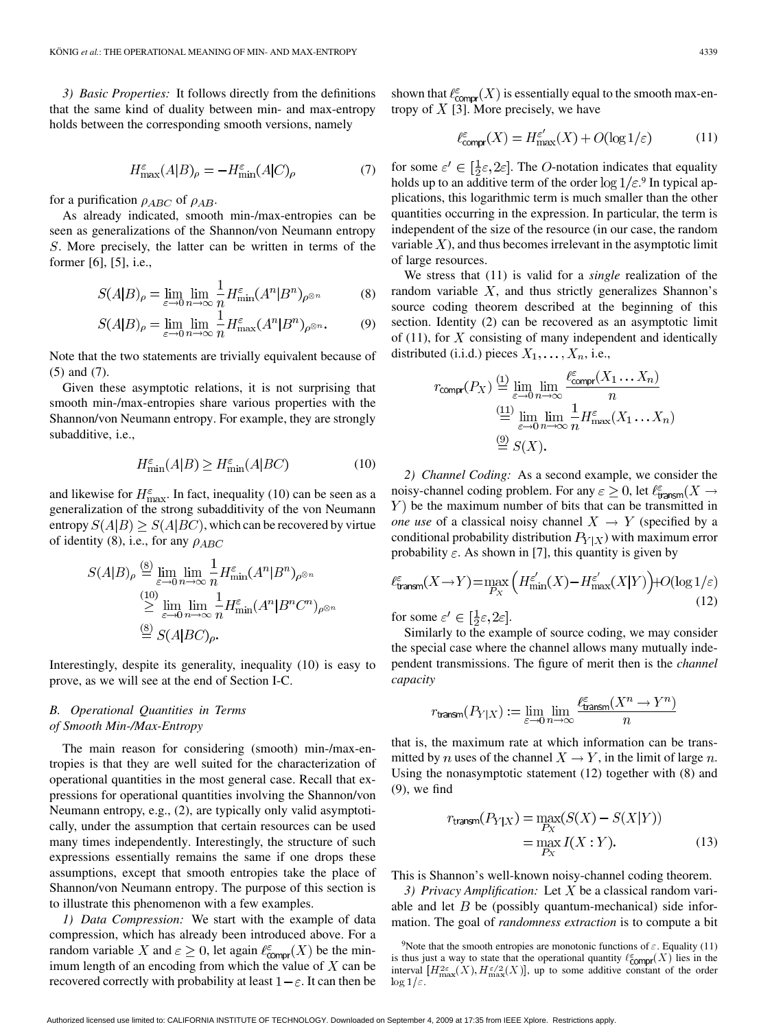*3) Basic Properties:* It follows directly from the definitions that the same kind of duality between min- and max-entropy holds between the corresponding smooth versions, namely

$$H_{\max}^{\varepsilon}(A|B)_\rho = -H_{\min}^{\varepsilon}(A|C)_\rho \tag{7}$$

for a purification $\rho_{ABC}$ of $\rho_{AB}$.

As already indicated, smooth min-/max-entropies can be seen as generalizations of the Shannon/von Neumann entropy $S$. More precisely, the latter can be written in terms of the former [6], [5], i.e.,

$$S(A|B)_\rho = \lim_{\varepsilon\to 0}\lim_{n\to\infty}\frac{1}{n}H_{\min}^{\varepsilon}(A^n|B^n)_{\rho^{\otimes n}} \tag{8}$$

$$S(A|B)_\rho = \lim_{\varepsilon\to 0}\lim_{n\to\infty}\frac{1}{n}H_{\max}^{\varepsilon}(A^n|B^n)_{\rho^{\otimes n}}. \tag{9}$$

Note that the two statements are trivially equivalent because of (5) and (7).

Given these asymptotic relations, it is not surprising that smooth min-/max-entropies share various properties with the Shannon/von Neumann entropy. For example, they are strongly subadditive, i.e.,

$$H_{\min}^{\varepsilon}(A|B) \geq H_{\min}^{\varepsilon}(A|BC) \tag{10}$$

and likewise for $H_{\max}^{\varepsilon}$. In fact, inequality (10) can be seen as a generalization of the strong subadditivity of the von Neumann entropy $S(A|B) \geq S(A|BC)$, which can be recovered by virtue of identity (8), i.e., for any $\rho_{ABC}$

$$\begin{aligned} S(A|B)_\rho &\overset{(8)}{=} \lim_{\varepsilon\to 0}\lim_{n\to\infty}\frac{1}{n}H_{\min}^{\varepsilon}(A^n|B^n)_{\rho^{\otimes n}} \\ &\overset{(10)}{\geq} \lim_{\varepsilon\to 0}\lim_{n\to\infty}\frac{1}{n}H_{\min}^{\varepsilon}(A^n|B^nC^n)_{\rho^{\otimes n}} \\ &\overset{(8)}{=} S(A|BC)_\rho. \end{aligned}$$

Interestingly, despite its generality, inequality (10) is easy to prove, as we will see at the end of Section I-C.

### B. Operational Quantities in Terms of Smooth Min-/Max-Entropy

The main reason for considering (smooth) min-/max-entropies is that they are well suited for the characterization of operational quantities in the most general case. Recall that expressions for operational quantities involving the Shannon/von Neumann entropy, e.g., (2), are typically only valid asymptotically, under the assumption that certain resources can be used many times independently. Interestingly, the structure of such expressions essentially remains the same if one drops these assumptions, except that smooth entropies take the place of Shannon/von Neumann entropy. The purpose of this section is to illustrate this phenomenon with a few examples.

*1) Data Compression:* We start with the example of data compression, which has already been introduced above. For a random variable $X$ and $\varepsilon \geq 0$, let again $\ell_{\mathsf{compr}}^{\varepsilon}(X)$ be the minimum length of an encoding from which the value of $X$ can be recovered correctly with probability at least $1-\varepsilon$. It can then be shown that $\ell_{\mathsf{compr}}^{\varepsilon}(X)$ is essentially equal to the smooth max-entropy of $X$ [3]. More precisely, we have

$$\ell_{\mathsf{compr}}^{\varepsilon}(X) = H_{\max}^{\varepsilon'}(X) + O(\log 1/\varepsilon) \tag{11}$$

for some $\varepsilon' \in [\frac{1}{2}\varepsilon, 2\varepsilon]$. The $O$-notation indicates that equality holds up to an additive term of the order $\log 1/\varepsilon$.[9] In typical applications, this logarithmic term is much smaller than the other quantities occurring in the expression. In particular, the term is independent of the size of the resource (in our case, the random variable $X$), and thus becomes irrelevant in the asymptotic limit of large resources.

We stress that (11) is valid for a *single* realization of the random variable $X$, and thus strictly generalizes Shannon's source coding theorem described at the beginning of this section. Identity (2) can be recovered as an asymptotic limit of (11), for $X$ consisting of many independent and identically distributed (i.i.d.) pieces $X_1, \ldots, X_n$, i.e.,

$$\begin{aligned} r_{\mathsf{compr}}(P_X) &\overset{(1)}{=} \lim_{\varepsilon\to 0}\lim_{n\to\infty}\frac{\ell_{\mathsf{compr}}^{\varepsilon}(X_1\ldots X_n)}{n} \\ &\overset{(11)}{=} \lim_{\varepsilon\to 0}\lim_{n\to\infty}\frac{1}{n}H_{\max}^{\varepsilon}(X_1\ldots X_n) \\ &\overset{(9)}{=} S(X). \end{aligned}$$

*2) Channel Coding:* As a second example, we consider the noisy-channel coding problem. For any $\varepsilon \geq 0$, let $\ell_{\mathsf{transm}}^{\varepsilon}(X \to Y)$ be the maximum number of bits that can be transmitted in *one use* of a classical noisy channel $X \to Y$ (specified by a conditional probability distribution $P_{Y|X}$) with maximum error probability $\varepsilon$. As shown in [7], this quantity is given by

$$\ell_{\mathsf{transm}}^{\varepsilon}(X\to Y) = \max_{P_X}\left(H_{\min}^{\varepsilon'}(X) - H_{\max}^{\varepsilon'}(X|Y)\right) + O(\log 1/\varepsilon) \tag{12}$$

for some $\varepsilon' \in [\frac{1}{2}\varepsilon, 2\varepsilon]$.

Similarly to the example of source coding, we may consider the special case where the channel allows many mutually independent transmissions. The figure of merit then is the *channel capacity*

$$r_{\mathsf{transm}}(P_{Y|X}) := \lim_{\varepsilon\to 0}\lim_{n\to\infty}\frac{\ell_{\mathsf{transm}}^{\varepsilon}(X^n \to Y^n)}{n}$$

that is, the maximum rate at which information can be transmitted by $n$ uses of the channel $X \to Y$, in the limit of large $n$. Using the nonasymptotic statement (12) together with (8) and (9), we find

$$\begin{aligned} r_{\mathsf{transm}}(P_{Y|X}) &= \max_{P_X}(S(X) - S(X|Y)) \\ &= \max_{P_X} I(X:Y). \end{aligned} \tag{13}$$

This is Shannon's well-known noisy-channel coding theorem.

*3) Privacy Amplification:* Let $X$ be a classical random variable and let $B$ be (possibly quantum-mechanical) side information. The goal of *randomness extraction* is to compute a bit

[9] Note that the smooth entropies are monotonic functions of $\varepsilon$. Equality (11) is thus just a way to state that the operational quantity $\ell_{\mathsf{compr}}^{\varepsilon}(X)$ lies in the interval $[H_{\max}^{2\varepsilon}(X), H_{\max}^{\varepsilon/2}(X)]$, up to some additive constant of the order $\log 1/\varepsilon$.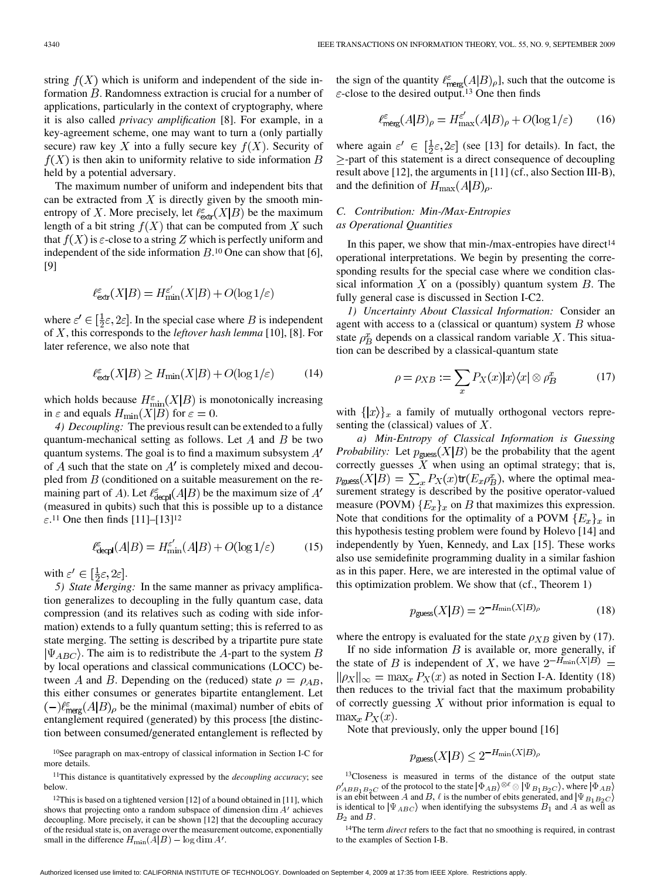string $f(X)$ which is uniform and independent of the side information $B$. Randomness extraction is crucial for a number of applications, particularly in the context of cryptography, where it is also called *privacy amplification* [8]. For example, in a key-agreement scheme, one may want to turn a (only partially secure) raw key $X$ into a fully secure key $f(X)$. Security of $f(X)$ is then akin to uniformity relative to side information $B$ held by a potential adversary.

The maximum number of uniform and independent bits that can be extracted from $X$ is directly given by the smooth min-entropy of $X$. More precisely, let $\ell^{\varepsilon}_{\mathrm{extr}}(X|B)$ be the maximum length of a bit string $f(X)$ that can be computed from $X$ such that $f(X)$ is $\varepsilon$-close to a string $Z$ which is perfectly uniform and independent of the side information $B$.[10] One can show that [6], [9]

$$\ell^{\varepsilon}_{\mathrm{extr}}(X|B) = H^{\varepsilon'}_{\min}(X|B) + O(\log 1/\varepsilon)$$

where $\varepsilon' \in [\frac{1}{2}\varepsilon, 2\varepsilon]$. In the special case where $B$ is independent of $X$, this corresponds to the *leftover hash lemma* [10], [8]. For later reference, we also note that

$$\ell^{\varepsilon}_{\mathrm{extr}}(X|B) \geq H_{\min}(X|B) + O(\log 1/\varepsilon) \tag{14}$$

which holds because $H^{\varepsilon}_{\min}(X|B)$ is monotonically increasing in $\varepsilon$ and equals $H_{\min}(X|B)$ for $\varepsilon = 0$.

*4) Decoupling:* The previous result can be extended to a fully quantum-mechanical setting as follows. Let $A$ and $B$ be two quantum systems. The goal is to find a maximum subsystem $A'$ of $A$ such that the state on $A'$ is completely mixed and decoupled from $B$ (conditioned on a suitable measurement on the remaining part of $A$). Let $\ell^{\varepsilon}_{\mathrm{decpl}}(A|B)$ be the maximum size of $A'$ (measured in qubits) such that this is possible up to a distance $\varepsilon$.[11] One then finds [11]–[13][12]

$$\ell^{\varepsilon}_{\mathrm{decpl}}(A|B) = H^{\varepsilon'}_{\min}(A|B) + O(\log 1/\varepsilon) \tag{15}$$

with $\varepsilon' \in [\frac{1}{2}\varepsilon, 2\varepsilon]$.

*5) State Merging:* In the same manner as privacy amplification generalizes to decoupling in the fully quantum case, data compression (and its relatives such as coding with side information) extends to a fully quantum setting; this is referred to as state merging. The setting is described by a tripartite pure state $|\Psi_{ABC}\rangle$. The aim is to redistribute the $A$-part to the system $B$ by local operations and classical communications (LOCC) between $A$ and $B$. Depending on the (reduced) state $\rho = \rho_{AB}$, this either consumes or generates bipartite entanglement. Let $(-)\ell^{\varepsilon}_{\mathrm{merg}}(A|B)_\rho$ be the minimal (maximal) number of ebits of entanglement required (generated) by this process [the distinction between consumed/generated entanglement is reflected by the sign of the quantity $\ell^{\varepsilon}_{\mathrm{merg}}(A|B)_\rho$], such that the outcome is $\varepsilon$-close to the desired output.[13] One then finds

$$\ell^{\varepsilon}_{\mathrm{merg}}(A|B)_\rho = H^{\varepsilon'}_{\max}(A|B)_\rho + O(\log 1/\varepsilon) \tag{16}$$

where again $\varepsilon' \in [\frac{1}{2}\varepsilon, 2\varepsilon]$ (see [13] for details). In fact, the $\geq$-part of this statement is a direct consequence of decoupling result above [12], the arguments in [11] (cf., also Section III-B), and the definition of $H_{\max}(A|B)_\rho$.

### C. Contribution: Min-/Max-Entropies as Operational Quantities

In this paper, we show that min-/max-entropies have direct[14] operational interpretations. We begin by presenting the corresponding results for the special case where we condition classical information $X$ on a (possibly) quantum system $B$. The fully general case is discussed in Section I-C2.

*1) Uncertainty About Classical Information:* Consider an agent with access to a (classical or quantum) system $B$ whose state $\rho^x_B$ depends on a classical random variable $X$. This situation can be described by a classical-quantum state

$$\rho = \rho_{XB} := \sum_x P_X(x)|x\rangle\langle x| \otimes \rho^x_B \tag{17}$$

with $\{|x\rangle\}_x$ a family of mutually orthogonal vectors representing the (classical) values of $X$.

*a) Min-Entropy of Classical Information is Guessing Probability:* Let $p_{\mathrm{guess}}(X|B)$ be the probability that the agent correctly guesses $X$ when using an optimal strategy; that is, $p_{\mathrm{guess}}(X|B) = \sum_x P_X(x)\mathrm{tr}(E_x\rho^x_B)$, where the optimal measurement strategy is described by the positive operator-valued measure (POVM) $\{E_x\}_x$ on $B$ that maximizes this expression. Note that conditions for the optimality of a POVM $\{E_x\}_x$ in this hypothesis testing problem were found by Holevo [14] and independently by Yuen, Kennedy, and Lax [15]. These works also use semidefinite programming duality in a similar fashion as in this paper. Here, we are interested in the optimal value of this optimization problem. We show that (cf., Theorem 1)

$$p_{\mathrm{guess}}(X|B) = 2^{-H_{\min}(X|B)_\rho} \tag{18}$$

where the entropy is evaluated for the state $\rho_{XB}$ given by (17).

If no side information $B$ is available or, more generally, if the state of $B$ is independent of $X$, we have $2^{-H_{\min}(X|B)} = \|\rho_X\|_\infty = \max_x P_X(x)$ as noted in Section I-A. Identity (18) then reduces to the trivial fact that the maximum probability of correctly guessing $X$ without prior information is equal to $\max_x P_X(x)$.

Note that previously, only the upper bound [16]

$$p_{\mathrm{guess}}(X|B) \leq 2^{-H_{\min}(X|B)_\rho}$$

[10] See paragraph on max-entropy of classical information in Section I-C for more details.

[11] This distance is quantitatively expressed by the *decoupling accuracy*; see below.

[12] This is based on a tightened version [12] of a bound obtained in [11], which shows that projecting onto a random subspace of dimension $\dim A'$ achieves decoupling. More precisely, it can be shown [12] that the decoupling accuracy of the residual state is, on average over the measurement outcome, exponentially small in the difference $H_{\min}(A|B) - \log \dim A'$.

[13] Closeness is measured in terms of the distance of the output state $\rho'_{ABB_1B_2C}$ of the protocol to the state $|\Phi_{AB}\rangle^{\otimes \ell} \otimes |\Psi_{B_1B_2C}\rangle$, where $|\Phi_{AB}\rangle$ is an ebit between $A$ and $B$, $\ell$ is the number of ebits generated, and $|\Psi_{B_1B_2C}\rangle$ is identical to $|\Psi_{ABC}\rangle$ when identifying the subsystems $B_1$ and $A$ as well as $B_2$ and $B$.

[14] The term *direct* refers to the fact that no smoothing is required, in contrast to the examples of Section I-B.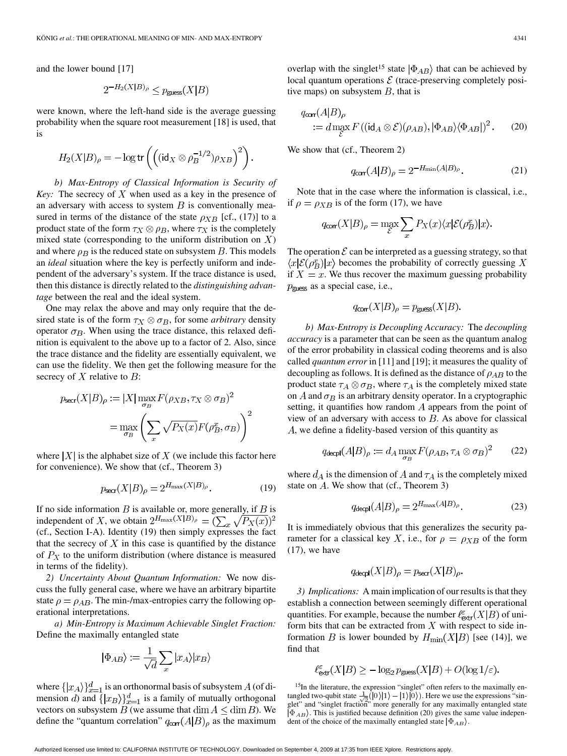and the lower bound [17]

$$2^{-H_2(X|B)_\rho} \le p_{\text{guess}}(X|B)$$

were known, where the left-hand side is the average guessing probability when the square root measurement [18] is used, that is

$$H_2(X|B)_\rho = -\log \text{tr}\left(\left((\text{id}_X \otimes \rho_B^{-1/2})\rho_{XB}\right)^2\right).$$

*b) Max-Entropy of Classical Information is Security of Key:* The secrecy of $X$ when used as a key in the presence of an adversary with access to system $B$ is conventionally measured in terms of the distance of the state $\rho_{XB}$ [cf., (17)] to a product state of the form $\tau_X \otimes \rho_B$, where $\tau_X$ is the completely mixed state (corresponding to the uniform distribution on $X$) and where $\rho_B$ is the reduced state on subsystem $B$. This models an *ideal* situation where the key is perfectly uniform and independent of the adversary's system. If the trace distance is used, then this distance is directly related to the *distinguishing advantage* between the real and the ideal system.

One may relax the above and may only require that the desired state is of the form $\tau_X \otimes \sigma_B$, for some *arbitrary* density operator $\sigma_B$. When using the trace distance, this relaxed definition is equivalent to the above up to a factor of 2. Also, since the trace distance and the fidelity are essentially equivalent, we can use the fidelity. We then get the following measure for the secrecy of $X$ relative to $B$:

$$\begin{aligned} p_{\text{secr}}(X|B)_\rho &:= |X| \max_{\sigma_B} F(\rho_{XB}, \tau_X \otimes \sigma_B)^2 \\ &= \max_{\sigma_B} \left(\sum_x \sqrt{P_X(x)} F(\rho_B^x, \sigma_B)\right)^2 \end{aligned}$$

where $|X|$ is the alphabet size of $X$ (we include this factor here for convenience). We show that (cf., Theorem 3)

$$p_{\text{secr}}(X|B)_\rho = 2^{H_{\max}(X|B)_\rho}. \tag{19}$$

If no side information $B$ is available or, more generally, if $B$ is independent of $X$, we obtain $2^{H_{\max}(X|B)_\rho} = (\sum_x \sqrt{P_X(x)})^2$ (cf., Section I-A). Identity (19) then simply expresses the fact that the secrecy of $X$ in this case is quantified by the distance of $P_X$ to the uniform distribution (where distance is measured in terms of the fidelity).

*2) Uncertainty About Quantum Information:* We now discuss the fully general case, where we have an arbitrary bipartite state $\rho = \rho_{AB}$. The min-/max-entropies carry the following operational interpretations.

*a) Min-Entropy is Maximum Achievable Singlet Fraction:* Define the maximally entangled state

$$|\Phi_{AB}\rangle := \frac{1}{\sqrt{d}} \sum_x |x_A\rangle |x_B\rangle$$

where $\{|x_A\rangle\}_{x=1}^d$ is an orthonormal basis of subsystem $A$ (of dimension $d$) and $\{|x_B\rangle\}_{x=1}^d$ is a family of mutually orthogonal vectors on subsystem $B$ (we assume that $\dim A \le \dim B$). We define the "quantum correlation" $q_{\text{corr}}(A|B)_\rho$ as the maximum overlap with the singlet[15] state $|\Phi_{AB}\rangle$ that can be achieved by local quantum operations $\mathcal{E}$ (trace-preserving completely positive maps) on subsystem $B$, that is

$$\begin{aligned} &q_{\text{corr}}(A|B)_\rho \\ &\quad := d \max_{\mathcal{E}} F\left((\text{id}_A \otimes \mathcal{E})(\rho_{AB}), |\Phi_{AB}\rangle\langle\Phi_{AB}|\right)^2. \end{aligned} \tag{20}$$

We show that (cf., Theorem 2)

$$q_{\text{corr}}(A|B)_\rho = 2^{-H_{\min}(A|B)_\rho}. \tag{21}$$

Note that in the case where the information is classical, i.e., if $\rho = \rho_{XB}$ is of the form (17), we have

$$q_{\text{corr}}(X|B)_\rho = \max_{\mathcal{E}} \sum_x P_X(x) \langle x|\mathcal{E}(\rho_B^x)|x\rangle.$$

The operation $\mathcal{E}$ can be interpreted as a guessing strategy, so that $\langle x|\mathcal{E}(\rho_B^x)|x\rangle$ becomes the probability of correctly guessing $X$ if $X = x$. We thus recover the maximum guessing probability $p_{\text{guess}}$ as a special case, i.e.,

$$q_{\text{corr}}(X|B)_\rho = p_{\text{guess}}(X|B).$$

*b) Max-Entropy is Decoupling Accuracy:* The *decoupling accuracy* is a parameter that can be seen as the quantum analog of the error probability in classical coding theorems and is also called *quantum error* in [11] and [19]; it measures the quality of decoupling as follows. It is defined as the distance of $\rho_{AB}$ to the product state $\tau_A \otimes \sigma_B$, where $\tau_A$ is the completely mixed state on $A$ and $\sigma_B$ is an arbitrary density operator. In a cryptographic setting, it quantifies how random $A$ appears from the point of view of an adversary with access to $B$. As above for classical $A$, we define a fidelity-based version of this quantity as

$$q_{\text{decpl}}(A|B)_\rho := d_A \max_{\sigma_B} F(\rho_{AB}, \tau_A \otimes \sigma_B)^2 \tag{22}$$

where $d_A$ is the dimension of $A$ and $\tau_A$ is the completely mixed state on $A$. We show that (cf., Theorem 3)

$$q_{\text{decpl}}(A|B)_\rho = 2^{H_{\max}(A|B)_\rho}. \tag{23}$$

It is immediately obvious that this generalizes the security parameter for a classical key $X$, i.e., for $\rho = \rho_{XB}$ of the form (17), we have

$$q_{\text{decpl}}(X|B)_\rho = p_{\text{secr}}(X|B)_\rho.$$

*3) Implications:* A main implication of our results is that they establish a connection between seemingly different operational quantities. For example, because the number $\ell_{\text{extr}}^\varepsilon(X|B)$ of uniform bits that can be extracted from $X$ with respect to side information $B$ is lower bounded by $H_{\min}(X|B)$ [see (14)], we find that

$$\ell_{\text{extr}}^\varepsilon(X|B) \ge -\log_2 p_{\text{guess}}(X|B) + O(\log 1/\varepsilon).$$

[15] In the literature, the expression "singlet" often refers to the maximally entangled two-qubit state $\frac{1}{\sqrt{2}}(|0\rangle|1\rangle - |1\rangle|0\rangle)$. Here we use the expressions "singlet" and "singlet fraction" more generally for any maximally entangled state $|\Phi_{AB}\rangle$. This is justified because definition (20) gives the same value independent of the choice of the maximally entangled state $|\Phi_{AB}\rangle$.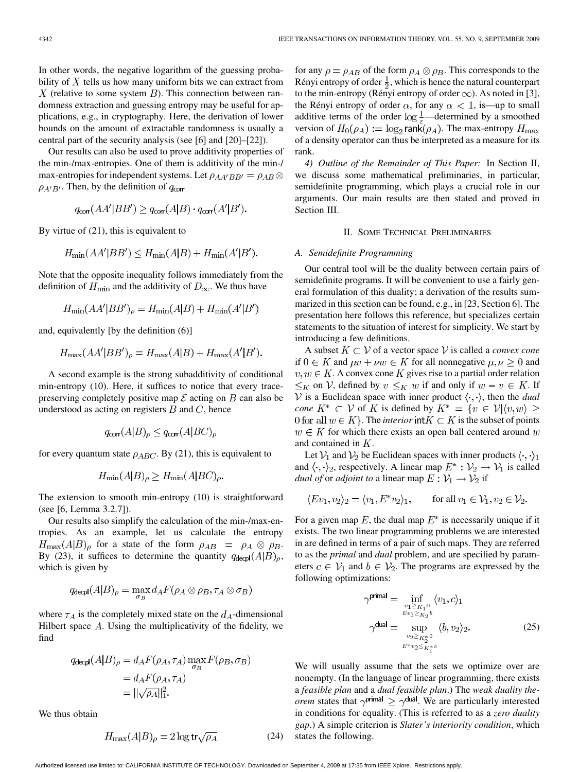In other words, the negative logarithm of the guessing probability of $X$ tells us how many uniform bits we can extract from $X$ (relative to some system $B$). This connection between randomness extraction and guessing entropy may be useful for applications, e.g., in cryptography. Here, the derivation of lower bounds on the amount of extractable randomness is usually a central part of the security analysis (see [6] and [20]–[22]).

Our results can also be used to prove additivity properties of the min-/max-entropies. One of them is additivity of the min-/max-entropies for independent systems. Let $\rho_{AA'BB'} = \rho_{AB} \otimes \rho_{A'B'}$. Then, by the definition of $q_{\mathsf{corr}}$

$$q_{\mathsf{corr}}(AA'|BB') \geq q_{\mathsf{corr}}(A|B) \cdot q_{\mathsf{corr}}(A'|B').$$

By virtue of (21), this is equivalent to

$$H_{\min}(AA'|BB') \leq H_{\min}(A|B) + H_{\min}(A'|B').$$

Note that the opposite inequality follows immediately from the definition of $H_{\min}$ and the additivity of $D_\infty$. We thus have

$$H_{\min}(AA'|BB')_\rho = H_{\min}(A|B) + H_{\min}(A'|B')$$

and, equivalently [by the definition (6)]

$$H_{\max}(AA'|BB')_\rho = H_{\max}(A|B) + H_{\max}(A'|B').$$

A second example is the strong subadditivity of conditional min-entropy (10). Here, it suffices to notice that every trace-preserving completely positive map $\mathcal{E}$ acting on $B$ can also be understood as acting on registers $B$ and $C$, hence

$$q_{\mathsf{corr}}(A|B)_\rho \leq q_{\mathsf{corr}}(A|BC)_\rho$$

for every quantum state $\rho_{ABC}$. By (21), this is equivalent to

$$H_{\min}(A|B)_\rho \geq H_{\min}(A|BC)_\rho.$$

The extension to smooth min-entropy (10) is straightforward (see [6, Lemma 3.2.7]).

Our results also simplify the calculation of the min-/max-entropies. As an example, let us calculate the entropy $H_{\max}(A|B)_\rho$ for a state of the form $\rho_{AB} = \rho_A \otimes \rho_B$. By (23), it suffices to determine the quantity $q_{\mathsf{decpl}}(A|B)_\rho$, which is given by

$$q_{\mathsf{decpl}}(A|B)_\rho = \max_{\sigma_B} d_A F(\rho_A \otimes \rho_B, \tau_A \otimes \sigma_B)$$

where $\tau_A$ is the completely mixed state on the $d_A$-dimensional Hilbert space $A$. Using the multiplicativity of the fidelity, we find

$$\begin{aligned} q_{\mathsf{decpl}}(A|B)_\rho &= d_A F(\rho_A, \tau_A) \max_{\sigma_B} F(\rho_B, \sigma_B) \\ &= d_A F(\rho_A, \tau_A) \\ &= \|\sqrt{\rho_A}\|_1^2. \end{aligned}$$

We thus obtain

$$H_{\max}(A|B)_\rho = 2 \log \operatorname{tr}\sqrt{\rho_A} \tag{24}$$

for any $\rho = \rho_{AB}$ of the form $\rho_A \otimes \rho_B$. This corresponds to the Rényi entropy of order $\frac{1}{2}$, which is hence the natural counterpart to the min-entropy (Rényi entropy of order $\infty$). As noted in [3], the Rényi entropy of order $\alpha$, for any $\alpha < 1$, is—up to small additive terms of the order $\log \frac{1}{\varepsilon}$—determined by a smoothed version of $H_0(\rho_A) := \log_2 \mathsf{rank}(\rho_A)$. The max-entropy $H_{\max}$ of a density operator can thus be interpreted as a measure for its rank.

*4) Outline of the Remainder of This Paper:* In Section II, we discuss some mathematical preliminaries, in particular, semidefinite programming, which plays a crucial role in our arguments. Our main results are then stated and proved in Section III.

## II. Some Technical Preliminaries

### A. Semidefinite Programming

Our central tool will be the duality between certain pairs of semidefinite programs. It will be convenient to use a fairly general formulation of this duality; a derivation of the results summarized in this section can be found, e.g., in [23, Section 6]. The presentation here follows this reference, but specializes certain statements to the situation of interest for simplicity. We start by introducing a few definitions.

A subset $K \subset \mathcal{V}$ of a vector space $\mathcal{V}$ is called a *convex cone* if $0 \in K$ and $\mu v + \nu w \in K$ for all nonnegative $\mu, \nu \geq 0$ and $v, w \in K$. A convex cone $K$ gives rise to a partial order relation $\leq_K$ on $\mathcal{V}$, defined by $v \leq_K w$ if and only if $w - v \in K$. If $\mathcal{V}$ is a Euclidean space with inner product $\langle \cdot, \cdot \rangle$, then the *dual cone* $K^* \subset \mathcal{V}$ of $K$ is defined by $K^* = \{v \in \mathcal{V} | \langle v, w \rangle \geq 0 \text{ for all } w \in K\}$. The *interior* $\mathsf{int} K \subset K$ is the subset of points $w \in K$ for which there exists an open ball centered around $w$ and contained in $K$.

Let $\mathcal{V}_1$ and $\mathcal{V}_2$ be Euclidean spaces with inner products $\langle \cdot, \cdot \rangle_1$ and $\langle \cdot, \cdot \rangle_2$, respectively. A linear map $E^* : \mathcal{V}_2 \to \mathcal{V}_1$ is called *dual of* or *adjoint to* a linear map $E : \mathcal{V}_1 \to \mathcal{V}_2$ if

$$\langle E v_1, v_2 \rangle_2 = \langle v_1, E^* v_2 \rangle_1, \qquad \text{for all } v_1 \in \mathcal{V}_1, v_2 \in \mathcal{V}_2.$$

For a given map $E$, the dual map $E^*$ is necessarily unique if it exists. The two linear programming problems we are interested in are defined in terms of a pair of such maps. They are referred to as the *primal* and *dual* problem, and are specified by parameters $c \in \mathcal{V}_1$ and $b \in \mathcal{V}_2$. The programs are expressed by the following optimizations:

$$\begin{aligned} \gamma^{\mathsf{primal}} &= \inf_{\substack{v_1 \geq_{K_1} 0 \\ E v_1 \geq_{K_2} b}} \langle v_1, c \rangle_1 \\ \gamma^{\mathsf{dual}} &= \sup_{\substack{v_2 \geq_{K_2^*} 0 \\ E^* v_2 \leq_{K_1^*} c}} \langle b, v_2 \rangle_2. \end{aligned} \tag{25}$$

We will usually assume that the sets we optimize over are nonempty. (In the language of linear programming, there exists a *feasible plan* and a *dual feasible plan*.) The *weak duality theorem* states that $\gamma^{\mathsf{primal}} \geq \gamma^{\mathsf{dual}}$. We are particularly interested in conditions for equality. (This is referred to as a *zero duality gap*.) A simple criterion is *Slater's interiority condition*, which states the following.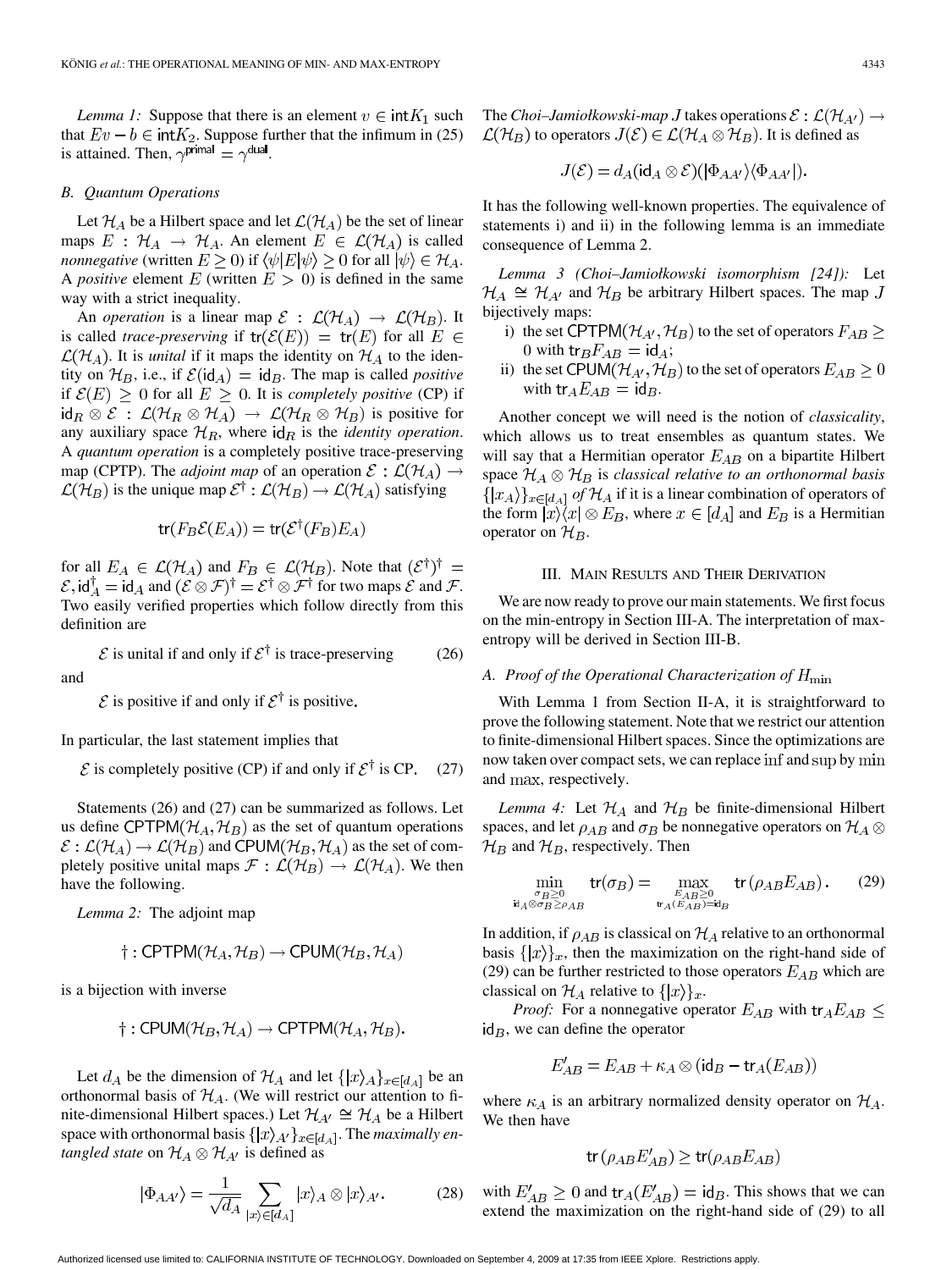*Lemma 1:* Suppose that there is an element $v \in \mathrm{int} K_1$ such that $Ev - b \in \mathrm{int} K_2$. Suppose further that the infimum in (25) is attained. Then, $\gamma^{\mathsf{primal}} = \gamma^{\mathsf{dual}}$.

### B. Quantum Operations

Let $\mathcal{H}_A$ be a Hilbert space and let $\mathcal{L}(\mathcal{H}_A)$ be the set of linear maps $E : \mathcal{H}_A \to \mathcal{H}_A$. An element $E \in \mathcal{L}(\mathcal{H}_A)$ is called *nonnegative* (written $E \geq 0$) if $\langle\psi|E|\psi\rangle \geq 0$ for all $|\psi\rangle \in \mathcal{H}_A$. A *positive* element $E$ (written $E > 0$) is defined in the same way with a strict inequality.

An *operation* is a linear map $\mathcal{E} : \mathcal{L}(\mathcal{H}_A) \to \mathcal{L}(\mathcal{H}_B)$. It is called *trace-preserving* if $\mathsf{tr}(\mathcal{E}(E)) = \mathsf{tr}(E)$ for all $E \in \mathcal{L}(\mathcal{H}_A)$. It is *unital* if it maps the identity on $\mathcal{H}_A$ to the identity on $\mathcal{H}_B$, i.e., if $\mathcal{E}(\mathsf{id}_A) = \mathsf{id}_B$. The map is called *positive* if $\mathcal{E}(E) \geq 0$ for all $E \geq 0$. It is *completely positive* (CP) if $\mathsf{id}_R \otimes \mathcal{E} : \mathcal{L}(\mathcal{H}_R \otimes \mathcal{H}_A) \to \mathcal{L}(\mathcal{H}_R \otimes \mathcal{H}_B)$ is positive for any auxiliary space $\mathcal{H}_R$, where $\mathsf{id}_R$ is the *identity operation*. A *quantum operation* is a completely positive trace-preserving map (CPTP). The *adjoint map* of an operation $\mathcal{E} : \mathcal{L}(\mathcal{H}_A) \to \mathcal{L}(\mathcal{H}_B)$ is the unique map $\mathcal{E}^\dagger : \mathcal{L}(\mathcal{H}_B) \to \mathcal{L}(\mathcal{H}_A)$ satisfying

$$\mathsf{tr}(F_B \mathcal{E}(E_A)) = \mathsf{tr}(\mathcal{E}^\dagger(F_B) E_A)$$

for all $E_A \in \mathcal{L}(\mathcal{H}_A)$ and $F_B \in \mathcal{L}(\mathcal{H}_B)$. Note that $(\mathcal{E}^\dagger)^\dagger = \mathcal{E}, \mathsf{id}_A^\dagger = \mathsf{id}_A$ and $(\mathcal{E} \otimes \mathcal{F})^\dagger = \mathcal{E}^\dagger \otimes \mathcal{F}^\dagger$ for two maps $\mathcal{E}$ and $\mathcal{F}$. Two easily verified properties which follow directly from this definition are

$$\mathcal{E} \text{ is unital if and only if } \mathcal{E}^\dagger \text{ is trace-preserving} \tag{26}$$

and

$$\mathcal{E} \text{ is positive if and only if } \mathcal{E}^\dagger \text{ is positive.}$$

In particular, the last statement implies that

$$\mathcal{E} \text{ is completely positive (CP) if and only if } \mathcal{E}^\dagger \text{ is CP.} \tag{27}$$

Statements (26) and (27) can be summarized as follows. Let us define $\mathsf{CPTPM}(\mathcal{H}_A, \mathcal{H}_B)$ as the set of quantum operations $\mathcal{E} : \mathcal{L}(\mathcal{H}_A) \to \mathcal{L}(\mathcal{H}_B)$ and $\mathsf{CPUM}(\mathcal{H}_B, \mathcal{H}_A)$ as the set of completely positive unital maps $\mathcal{F} : \mathcal{L}(\mathcal{H}_B) \to \mathcal{L}(\mathcal{H}_A)$. We then have the following.

*Lemma 2:* The adjoint map

$$\dagger : \mathsf{CPTPM}(\mathcal{H}_A, \mathcal{H}_B) \to \mathsf{CPUM}(\mathcal{H}_B, \mathcal{H}_A)$$

is a bijection with inverse

$$\dagger : \mathsf{CPUM}(\mathcal{H}_B, \mathcal{H}_A) \to \mathsf{CPTPM}(\mathcal{H}_A, \mathcal{H}_B).$$

Let $d_A$ be the dimension of $\mathcal{H}_A$ and let $\{|x\rangle_A\}_{x \in [d_A]}$ be an orthonormal basis of $\mathcal{H}_A$. (We will restrict our attention to finite-dimensional Hilbert spaces.) Let $\mathcal{H}_{A'} \cong \mathcal{H}_A$ be a Hilbert space with orthonormal basis $\{|x\rangle_{A'}\}_{x \in [d_A]}$. The *maximally entangled state* on $\mathcal{H}_A \otimes \mathcal{H}_{A'}$ is defined as

$$|\Phi_{AA'}\rangle = \frac{1}{\sqrt{d_A}} \sum_{|x\rangle \in [d_A]} |x\rangle_A \otimes |x\rangle_{A'}. \tag{28}$$

The *Choi–Jamiołkowski-map* $J$ takes operations $\mathcal{E} : \mathcal{L}(\mathcal{H}_{A'}) \to \mathcal{L}(\mathcal{H}_B)$ to operators $J(\mathcal{E}) \in \mathcal{L}(\mathcal{H}_A \otimes \mathcal{H}_B)$. It is defined as

$$J(\mathcal{E}) = d_A(\mathsf{id}_A \otimes \mathcal{E})(|\Phi_{AA'}\rangle\langle\Phi_{AA'}|).$$

It has the following well-known properties. The equivalence of statements i) and ii) in the following lemma is an immediate consequence of Lemma 2.

*Lemma 3 (Choi–Jamiołkowski isomorphism [24]):* Let $\mathcal{H}_A \cong \mathcal{H}_{A'}$ and $\mathcal{H}_B$ be arbitrary Hilbert spaces. The map $J$ bijectively maps:

i) the set $\mathsf{CPTPM}(\mathcal{H}_{A'}, \mathcal{H}_B)$ to the set of operators $F_{AB} \geq 0$ with $\mathsf{tr}_B F_{AB} = \mathsf{id}_A$;

ii) the set $\mathsf{CPUM}(\mathcal{H}_{A'}, \mathcal{H}_B)$ to the set of operators $E_{AB} \geq 0$ with $\mathsf{tr}_A E_{AB} = \mathsf{id}_B$.

Another concept we will need is the notion of *classicality*, which allows us to treat ensembles as quantum states. We will say that a Hermitian operator $E_{AB}$ on a bipartite Hilbert space $\mathcal{H}_A \otimes \mathcal{H}_B$ is *classical relative to an orthonormal basis* $\{|x_A\rangle\}_{x \in [d_A]}$ *of* $\mathcal{H}_A$ if it is a linear combination of operators of the form $|x\rangle\langle x| \otimes E_B$, where $x \in [d_A]$ and $E_B$ is a Hermitian operator on $\mathcal{H}_B$.

## III. Main Results and Their Derivation

We are now ready to prove our main statements. We first focus on the min-entropy in Section III-A. The interpretation of max-entropy will be derived in Section III-B.

### A. Proof of the Operational Characterization of $H_{\min}$

With Lemma 1 from Section II-A, it is straightforward to prove the following statement. Note that we restrict our attention to finite-dimensional Hilbert spaces. Since the optimizations are now taken over compact sets, we can replace $\inf$ and $\sup$ by $\min$ and $\max$, respectively.

*Lemma 4:* Let $\mathcal{H}_A$ and $\mathcal{H}_B$ be finite-dimensional Hilbert spaces, and let $\rho_{AB}$ and $\sigma_B$ be nonnegative operators on $\mathcal{H}_A \otimes \mathcal{H}_B$ and $\mathcal{H}_B$, respectively. Then

$$\min_{\substack{\sigma_B \geq 0 \\ \mathsf{id}_A \otimes \sigma_B \geq \rho_{AB}}} \mathsf{tr}(\sigma_B) = \max_{\substack{E_{AB} \geq 0 \\ \mathsf{tr}_A(E_{AB}) = \mathsf{id}_B}} \mathsf{tr}\left(\rho_{AB} E_{AB}\right). \tag{29}$$

In addition, if $\rho_{AB}$ is classical on $\mathcal{H}_A$ relative to an orthonormal basis $\{|x\rangle\}_x$, then the maximization on the right-hand side of (29) can be further restricted to those operators $E_{AB}$ which are classical on $\mathcal{H}_A$ relative to $\{|x\rangle\}_x$.

*Proof:* For a nonnegative operator $E_{AB}$ with $\mathsf{tr}_A E_{AB} \leq \mathsf{id}_B$, we can define the operator

$$E'_{AB} = E_{AB} + \kappa_A \otimes (\mathsf{id}_B - \mathsf{tr}_A(E_{AB}))$$

where $\kappa_A$ is an arbitrary normalized density operator on $\mathcal{H}_A$. We then have

$$\mathsf{tr}\left(\rho_{AB} E'_{AB}\right) \geq \mathsf{tr}(\rho_{AB} E_{AB})$$

with $E'_{AB} \geq 0$ and $\mathsf{tr}_A(E'_{AB}) = \mathsf{id}_B$. This shows that we can extend the maximization on the right-hand side of (29) to all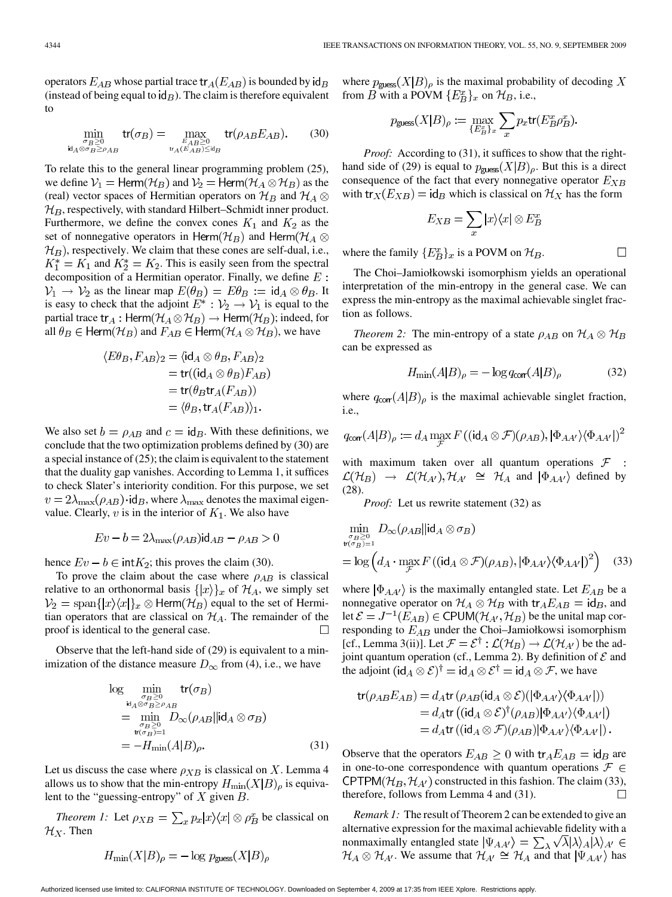operators $E_{AB}$ whose partial trace $\mathrm{tr}_A(E_{AB})$ is bounded by $\mathrm{id}_B$ (instead of being equal to $\mathrm{id}_B$). The claim is therefore equivalent to

$$\min_{\substack{\sigma_B \geq 0 \\ \mathrm{id}_A \otimes \sigma_B \geq \rho_{AB}}} \mathrm{tr}(\sigma_B) = \max_{\substack{E_{AB} \geq 0 \\ \mathrm{tr}_A(E_{AB}) \leq \mathrm{id}_B}} \mathrm{tr}(\rho_{AB} E_{AB}). \tag{30}$$

To relate this to the general linear programming problem (25), we define $\mathcal{V}_1 = \mathrm{Herm}(\mathcal{H}_B)$ and $\mathcal{V}_2 = \mathrm{Herm}(\mathcal{H}_A \otimes \mathcal{H}_B)$ as the (real) vector spaces of Hermitian operators on $\mathcal{H}_B$ and $\mathcal{H}_A \otimes \mathcal{H}_B$, respectively, with standard Hilbert–Schmidt inner product. Furthermore, we define the convex cones $K_1$ and $K_2$ as the set of nonnegative operators in $\mathrm{Herm}(\mathcal{H}_B)$ and $\mathrm{Herm}(\mathcal{H}_A \otimes \mathcal{H}_B)$, respectively. We claim that these cones are self-dual, i.e., $K_1^* = K_1$ and $K_2^* = K_2$. This is easily seen from the spectral decomposition of a Hermitian operator. Finally, we define $E : \mathcal{V}_1 \to \mathcal{V}_2$ as the linear map $E(\theta_B) = E\theta_B := \mathrm{id}_A \otimes \theta_B$. It is easy to check that the adjoint $E^* : \mathcal{V}_2 \to \mathcal{V}_1$ is equal to the partial trace $\mathrm{tr}_A : \mathrm{Herm}(\mathcal{H}_A \otimes \mathcal{H}_B) \to \mathrm{Herm}(\mathcal{H}_B)$; indeed, for all $\theta_B \in \mathrm{Herm}(\mathcal{H}_B)$ and $F_{AB} \in \mathrm{Herm}(\mathcal{H}_A \otimes \mathcal{H}_B)$, we have

$$\begin{aligned}
\langle E\theta_B, F_{AB} \rangle_2 &= \langle \mathrm{id}_A \otimes \theta_B, F_{AB} \rangle_2 \\
&= \mathrm{tr}((\mathrm{id}_A \otimes \theta_B) F_{AB}) \\
&= \mathrm{tr}(\theta_B \mathrm{tr}_A(F_{AB})) \\
&= \langle \theta_B, \mathrm{tr}_A(F_{AB}) \rangle_1.
\end{aligned}$$

We also set $b = \rho_{AB}$ and $c = \mathrm{id}_B$. With these definitions, we conclude that the two optimization problems defined by (30) are a special instance of (25); the claim is equivalent to the statement that the duality gap vanishes. According to Lemma 1, it suffices to check Slater's interiority condition. For this purpose, we set $v = 2\lambda_{\max}(\rho_{AB}) \cdot \mathrm{id}_B$, where $\lambda_{\max}$ denotes the maximal eigenvalue. Clearly, $v$ is in the interior of $K_1$. We also have

$$Ev - b = 2\lambda_{\max}(\rho_{AB}) \mathrm{id}_{AB} - \rho_{AB} > 0$$

hence $Ev - b \in \mathrm{int} K_2$; this proves the claim (30).

To prove the claim about the case where $\rho_{AB}$ is classical relative to an orthonormal basis $\{|x\rangle\}_x$ of $\mathcal{H}_A$, we simply set $\mathcal{V}_2 = \mathrm{span}\{|x\rangle\langle x|\}_x \otimes \mathrm{Herm}(\mathcal{H}_B)$ equal to the set of Hermitian operators that are classical on $\mathcal{H}_A$. The remainder of the proof is identical to the general case. □

Observe that the left-hand side of (29) is equivalent to a minimization of the distance measure $D_\infty$ from (4), i.e., we have

$$\begin{aligned}
\log \min_{\substack{\sigma_B \geq 0 \\ \mathrm{id}_A \otimes \sigma_B \geq \rho_{AB}}} \mathrm{tr}(\sigma_B) &= \min_{\substack{\sigma_B \geq 0 \\ \mathrm{tr}(\sigma_B) = 1}} D_\infty(\rho_{AB} \| \mathrm{id}_A \otimes \sigma_B) \\
&= -H_{\min}(A|B)_\rho.
\end{aligned} \tag{31}$$

Let us discuss the case where $\rho_{XB}$ is classical on $X$. Lemma 4 allows us to show that the min-entropy $H_{\min}(X|B)_\rho$ is equivalent to the "guessing-entropy" of $X$ given $B$.

*Theorem 1:* Let $\rho_{XB} = \sum_x p_x |x\rangle\langle x| \otimes \rho_B^x$ be classical on $\mathcal{H}_X$. Then

$$H_{\min}(X|B)_\rho = -\log p_{\mathrm{guess}}(X|B)_\rho$$

where $p_{\mathrm{guess}}(X|B)_\rho$ is the maximal probability of decoding $X$ from $B$ with a POVM $\{E_B^x\}_x$ on $\mathcal{H}_B$, i.e.,

$$p_{\mathrm{guess}}(X|B)_\rho := \max_{\{E_B^x\}_x} \sum_x p_x \mathrm{tr}(E_B^x \rho_B^x).$$

*Proof:* According to (31), it suffices to show that the right-hand side of (29) is equal to $p_{\mathrm{guess}}(X|B)_\rho$. But this is a direct consequence of the fact that every nonnegative operator $E_{XB}$ with $\mathrm{tr}_X(E_{XB}) = \mathrm{id}_B$ which is classical on $\mathcal{H}_X$ has the form

$$E_{XB} = \sum_x |x\rangle\langle x| \otimes E_B^x$$

where the family $\{E_B^x\}_x$ is a POVM on $\mathcal{H}_B$. □

The Choi–Jamiołkowski isomorphism yields an operational interpretation of the min-entropy in the general case. We can express the min-entropy as the maximal achievable singlet fraction as follows.

*Theorem 2:* The min-entropy of a state $\rho_{AB}$ on $\mathcal{H}_A \otimes \mathcal{H}_B$ can be expressed as

$$H_{\min}(A|B)_\rho = -\log q_{\mathrm{corr}}(A|B)_\rho \tag{32}$$

where $q_{\mathrm{corr}}(A|B)_\rho$ is the maximal achievable singlet fraction, i.e.,

$$q_{\mathrm{corr}}(A|B)_\rho := d_A \max_{\mathcal{F}} F\left((\mathrm{id}_A \otimes \mathcal{F})(\rho_{AB}), |\Phi_{AA'}\rangle\langle\Phi_{AA'}|\right)^2$$

with maximum taken over all quantum operations $\mathcal{F} : \mathcal{L}(\mathcal{H}_B) \to \mathcal{L}(\mathcal{H}_{A'})$, $\mathcal{H}_{A'} \cong \mathcal{H}_A$ and $|\Phi_{AA'}\rangle$ defined by (28).

*Proof:* Let us rewrite statement (32) as

$$\begin{aligned}
&\min_{\substack{\sigma_B \geq 0 \\ \mathrm{tr}(\sigma_B) = 1}} D_\infty(\rho_{AB} \| \mathrm{id}_A \otimes \sigma_B) \\
&= \log\left(d_A \cdot \max_{\mathcal{F}} F\left((\mathrm{id}_A \otimes \mathcal{F})(\rho_{AB}), |\Phi_{AA'}\rangle\langle\Phi_{AA'}|\right)^2\right)
\end{aligned} \tag{33}$$

where $|\Phi_{AA'}\rangle$ is the maximally entangled state. Let $E_{AB}$ be a nonnegative operator on $\mathcal{H}_A \otimes \mathcal{H}_B$ with $\mathrm{tr}_A E_{AB} = \mathrm{id}_B$, and let $\mathcal{E} = J^{-1}(E_{AB}) \in \mathrm{CPUM}(\mathcal{H}_{A'}, \mathcal{H}_B)$ be the unital map corresponding to $E_{AB}$ under the Choi–Jamiołkowsi isomorphism [cf., Lemma 3(ii)]. Let $\mathcal{F} = \mathcal{E}^\dagger : \mathcal{L}(\mathcal{H}_B) \to \mathcal{L}(\mathcal{H}_{A'})$ be the adjoint quantum operation (cf., Lemma 2). By definition of $\mathcal{E}$ and the adjoint $(\mathrm{id}_A \otimes \mathcal{E})^\dagger = \mathrm{id}_A \otimes \mathcal{E}^\dagger = \mathrm{id}_A \otimes \mathcal{F}$, we have

$$\begin{aligned}
\mathrm{tr}(\rho_{AB} E_{AB}) &= d_A \mathrm{tr}\left(\rho_{AB} (\mathrm{id}_A \otimes \mathcal{E})(|\Phi_{AA'}\rangle\langle\Phi_{AA'}|)\right) \\
&= d_A \mathrm{tr}\left((\mathrm{id}_A \otimes \mathcal{E})^\dagger(\rho_{AB}) |\Phi_{AA'}\rangle\langle\Phi_{AA'}|\right) \\
&= d_A \mathrm{tr}\left((\mathrm{id}_A \otimes \mathcal{F})(\rho_{AB}) |\Phi_{AA'}\rangle\langle\Phi_{AA'}|\right).
\end{aligned}$$

Observe that the operators $E_{AB} \geq 0$ with $\mathrm{tr}_A E_{AB} = \mathrm{id}_B$ are in one-to-one correspondence with quantum operations $\mathcal{F} \in \mathrm{CPTPM}(\mathcal{H}_B, \mathcal{H}_{A'})$ constructed in this fashion. The claim (33), therefore, follows from Lemma 4 and (31). □

*Remark 1:* The result of Theorem 2 can be extended to give an alternative expression for the maximal achievable fidelity with a nonmaximally entangled state $|\Psi_{AA'}\rangle = \sum_\lambda \sqrt{\lambda} |\lambda\rangle_A |\lambda\rangle_{A'} \in \mathcal{H}_A \otimes \mathcal{H}_{A'}$. We assume that $\mathcal{H}_{A'} \cong \mathcal{H}_A$ and that $|\Psi_{AA'}\rangle$ has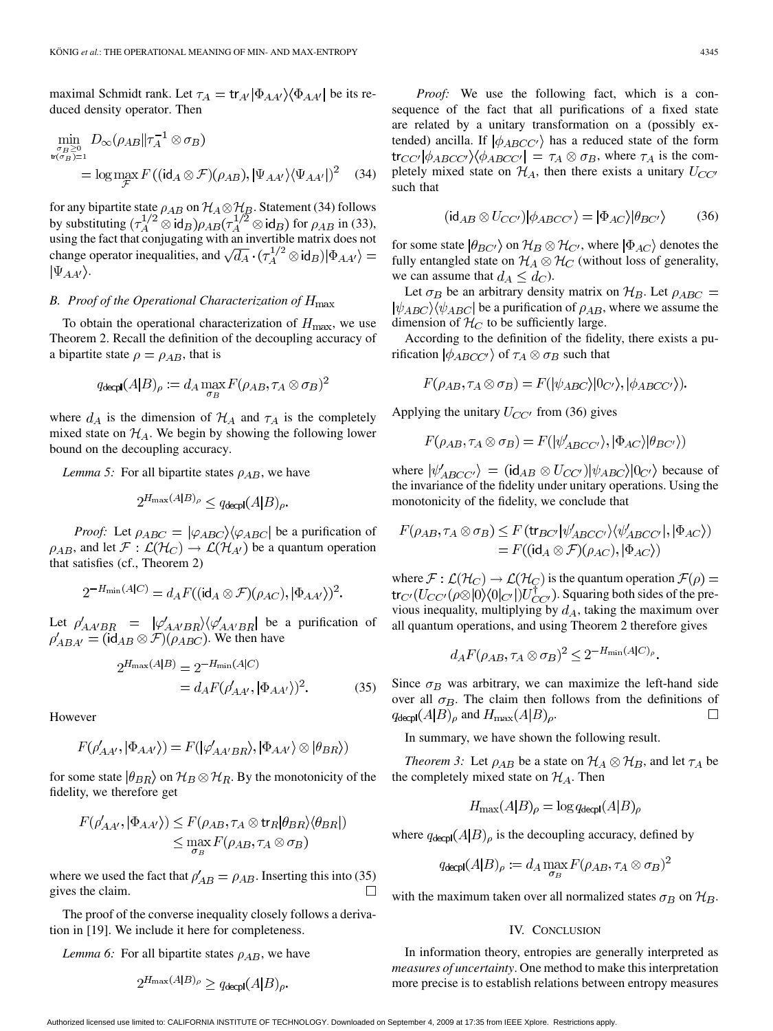maximal Schmidt rank. Let $\tau_A = \mathrm{tr}_{A'}|\Phi_{AA'}\rangle\langle\Phi_{AA'}|$ be its reduced density operator. Then

$$\min_{\substack{\sigma_B \geq 0 \\ \mathrm{tr}(\sigma_B)=1}} D_\infty(\rho_{AB} \| \tau_A^{-1} \otimes \sigma_B) = \log \max_{\mathcal{F}} F((\mathrm{id}_A \otimes \mathcal{F})(\rho_{AB}), |\Psi_{AA'}\rangle\langle\Psi_{AA'}|)^2 \quad (34)$$

for any bipartite state $\rho_{AB}$ on $\mathcal{H}_A \otimes \mathcal{H}_B$. Statement (34) follows by substituting $(\tau_A^{1/2} \otimes \mathrm{id}_B)\rho_{AB}(\tau_A^{1/2} \otimes \mathrm{id}_B)$ for $\rho_{AB}$ in (33), using the fact that conjugating with an invertible matrix does not change operator inequalities, and $\sqrt{d_A} \cdot (\tau_A^{1/2} \otimes \mathrm{id}_B)|\Phi_{AA'}\rangle = |\Psi_{AA'}\rangle$.

### B. Proof of the Operational Characterization of $H_{\max}$

To obtain the operational characterization of $H_{\max}$, we use Theorem 2. Recall the definition of the decoupling accuracy of a bipartite state $\rho = \rho_{AB}$, that is

$$q_{\mathrm{decpl}}(A|B)_\rho := d_A \max_{\sigma_B} F(\rho_{AB}, \tau_A \otimes \sigma_B)^2$$

where $d_A$ is the dimension of $\mathcal{H}_A$ and $\tau_A$ is the completely mixed state on $\mathcal{H}_A$. We begin by showing the following lower bound on the decoupling accuracy.

*Lemma 5:* For all bipartite states $\rho_{AB}$, we have

$$2^{H_{\max}(A|B)_\rho} \leq q_{\mathrm{decpl}}(A|B)_\rho.$$

*Proof:* Let $\rho_{ABC} = |\varphi_{ABC}\rangle\langle\varphi_{ABC}|$ be a purification of $\rho_{AB}$, and let $\mathcal{F} : \mathcal{L}(\mathcal{H}_C) \to \mathcal{L}(\mathcal{H}_{A'})$ be a quantum operation that satisfies (cf., Theorem 2)

$$2^{-H_{\min}(A|C)} = d_A F((\mathrm{id}_A \otimes \mathcal{F})(\rho_{AC}), |\Phi_{AA'}\rangle)^2.$$

Let $\rho'_{AA'BR} = |\varphi'_{AA'BR}\rangle\langle\varphi'_{AA'BR}|$ be a purification of $\rho'_{ABA'} = (\mathrm{id}_{AB} \otimes \mathcal{F})(\rho_{ABC})$. We then have

$$\begin{aligned} 2^{H_{\max}(A|B)} &= 2^{-H_{\min}(A|C)} \\ &= d_A F(\rho'_{AA'}, |\Phi_{AA'}\rangle)^2. \end{aligned} \quad (35)$$

However

$$F(\rho'_{AA'}, |\Phi_{AA'}\rangle) = F(|\varphi'_{AA'BR}\rangle, |\Phi_{AA'}\rangle \otimes |\theta_{BR}\rangle)$$

for some state $|\theta_{BR}\rangle$ on $\mathcal{H}_B \otimes \mathcal{H}_R$. By the monotonicity of the fidelity, we therefore get

$$\begin{aligned} F(\rho'_{AA'}, |\Phi_{AA'}\rangle) &\leq F(\rho_{AB}, \tau_A \otimes \mathrm{tr}_R|\theta_{BR}\rangle\langle\theta_{BR}|) \\ &\leq \max_{\sigma_B} F(\rho_{AB}, \tau_A \otimes \sigma_B) \end{aligned}$$

where we used the fact that $\rho'_{AB} = \rho_{AB}$. Inserting this into (35) gives the claim. $\square$

The proof of the converse inequality closely follows a derivation in [19]. We include it here for completeness.

*Lemma 6:* For all bipartite states $\rho_{AB}$, we have

$$2^{H_{\max}(A|B)_\rho} \geq q_{\mathrm{decpl}}(A|B)_\rho.$$

*Proof:* We use the following fact, which is a consequence of the fact that all purifications of a fixed state are related by a unitary transformation on a (possibly extended) ancilla. If $|\phi_{ABCC'}\rangle$ has a reduced state of the form $\mathrm{tr}_{CC'}|\phi_{ABCC'}\rangle\langle\phi_{ABCC'}| = \tau_A \otimes \sigma_B$, where $\tau_A$ is the completely mixed state on $\mathcal{H}_A$, then there exists a unitary $U_{CC'}$ such that

$$(\mathrm{id}_{AB} \otimes U_{CC'})|\phi_{ABCC'}\rangle = |\Phi_{AC}\rangle|\theta_{BC'}\rangle \quad (36)$$

for some state $|\theta_{BC'}\rangle$ on $\mathcal{H}_B \otimes \mathcal{H}_{C'}$, where $|\Phi_{AC}\rangle$ denotes the fully entangled state on $\mathcal{H}_A \otimes \mathcal{H}_C$ (without loss of generality, we can assume that $d_A \leq d_C$).

Let $\sigma_B$ be an arbitrary density matrix on $\mathcal{H}_B$. Let $\rho_{ABC} = |\psi_{ABC}\rangle\langle\psi_{ABC}|$ be a purification of $\rho_{AB}$, where we assume the dimension of $\mathcal{H}_C$ to be sufficiently large.

According to the definition of the fidelity, there exists a purification $|\phi_{ABCC'}\rangle$ of $\tau_A \otimes \sigma_B$ such that

$$F(\rho_{AB}, \tau_A \otimes \sigma_B) = F(|\psi_{ABC}\rangle|0_{C'}\rangle, |\phi_{ABCC'}\rangle).$$

Applying the unitary $U_{CC'}$ from (36) gives

$$F(\rho_{AB}, \tau_A \otimes \sigma_B) = F(|\psi'_{ABCC'}\rangle, |\Phi_{AC}\rangle|\theta_{BC'}\rangle)$$

where $|\psi'_{ABCC'}\rangle = (\mathrm{id}_{AB} \otimes U_{CC'})|\psi_{ABC}\rangle|0_{C'}\rangle$ because of the invariance of the fidelity under unitary operations. Using the monotonicity of the fidelity, we conclude that

$$\begin{aligned} F(\rho_{AB}, \tau_A \otimes \sigma_B) &\leq F(\mathrm{tr}_{BC'}|\psi'_{ABCC'}\rangle\langle\psi'_{ABCC'}|, |\Phi_{AC}\rangle) \\ &= F((\mathrm{id}_A \otimes \mathcal{F})(\rho_{AC}), |\Phi_{AC}\rangle) \end{aligned}$$

where $\mathcal{F} : \mathcal{L}(\mathcal{H}_C) \to \mathcal{L}(\mathcal{H}_C)$ is the quantum operation $\mathcal{F}(\rho) = \mathrm{tr}_{C'}(U_{CC'}(\rho \otimes |0\rangle\langle 0|_{C'})U_{CC'}^\dagger)$. Squaring both sides of the previous inequality, multiplying by $d_A$, taking the maximum over all quantum operations, and using Theorem 2 therefore gives

$$d_A F(\rho_{AB}, \tau_A \otimes \sigma_B)^2 \leq 2^{-H_{\min}(A|C)_\rho}.$$

Since $\sigma_B$ was arbitrary, we can maximize the left-hand side over all $\sigma_B$. The claim then follows from the definitions of $q_{\mathrm{decpl}}(A|B)_\rho$ and $H_{\max}(A|B)_\rho$. $\square$

In summary, we have shown the following result.

*Theorem 3:* Let $\rho_{AB}$ be a state on $\mathcal{H}_A \otimes \mathcal{H}_B$, and let $\tau_A$ be the completely mixed state on $\mathcal{H}_A$. Then

$$H_{\max}(A|B)_\rho = \log q_{\mathrm{decpl}}(A|B)_\rho$$

where $q_{\mathrm{decpl}}(A|B)_\rho$ is the decoupling accuracy, defined by

$$q_{\mathrm{decpl}}(A|B)_\rho := d_A \max_{\sigma_B} F(\rho_{AB}, \tau_A \otimes \sigma_B)^2$$

with the maximum taken over all normalized states $\sigma_B$ on $\mathcal{H}_B$.

## IV. Conclusion

In information theory, entropies are generally interpreted as *measures of uncertainty*. One method to make this interpretation more precise is to establish relations between entropy measures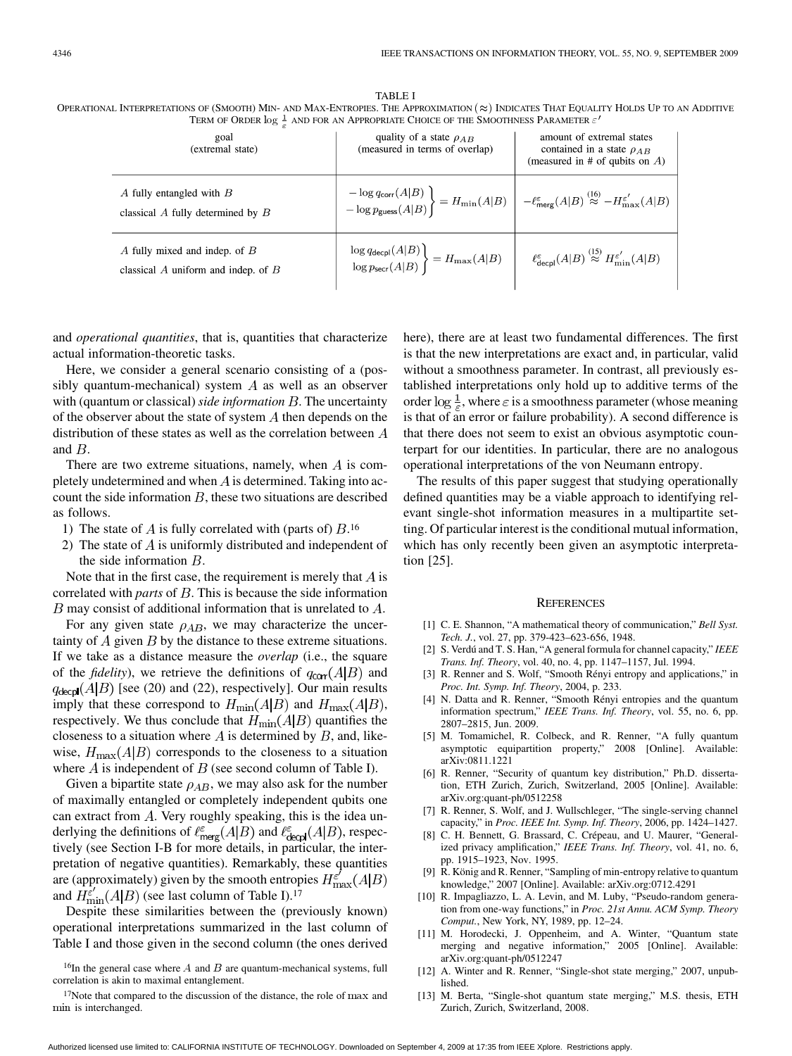TABLE I

OPERATIONAL INTERPRETATIONS OF (SMOOTH) MIN- AND MAX-ENTROPIES. THE APPROXIMATION ($\approx$) INDICATES THAT EQUALITY HOLDS UP TO AN ADDITIVE TERM OF ORDER $\log \frac{1}{\varepsilon}$ AND FOR AN APPROPRIATE CHOICE OF THE SMOOTHNESS PARAMETER $\varepsilon'$

| goal (extremal state) | quality of a state $\rho_{AB}$ (measured in terms of overlap) | amount of extremal states contained in a state $\rho_{AB}$ (measured in # of qubits on $A$) |
|---|---|---|
| $A$ fully entangled with $B$ <br> classical $A$ fully determined by $B$ | $\left.\begin{matrix} -\log q_{\mathsf{corr}}(A\vert B) \\ -\log p_{\mathsf{guess}}(A\vert B) \end{matrix}\right\} = H_{\min}(A\vert B)$ | $-\ell^{\varepsilon}_{\mathsf{merg}}(A\vert B) \overset{(16)}{\approx} -H^{\varepsilon'}_{\max}(A\vert B)$ |
| $A$ fully mixed and indep. of $B$ <br> classical $A$ uniform and indep. of $B$ | $\left.\begin{matrix} \log q_{\mathsf{decpl}}(A\vert B) \\ \log p_{\mathsf{secr}}(A\vert B) \end{matrix}\right\} = H_{\max}(A\vert B)$ | $\ell^{\varepsilon}_{\mathsf{decpl}}(A\vert B) \overset{(15)}{\approx} H^{\varepsilon'}_{\min}(A\vert B)$ |

and *operational quantities*, that is, quantities that characterize actual information-theoretic tasks.

Here, we consider a general scenario consisting of a (possibly quantum-mechanical) system $A$ as well as an observer with (quantum or classical) *side information* $B$. The uncertainty of the observer about the state of system $A$ then depends on the distribution of these states as well as the correlation between $A$ and $B$.

There are two extreme situations, namely, when $A$ is completely undetermined and when $A$ is determined. Taking into account the side information $B$, these two situations are described as follows.

1) The state of $A$ is fully correlated with (parts of) $B$.[16]
2) The state of $A$ is uniformly distributed and independent of the side information $B$.

Note that in the first case, the requirement is merely that $A$ is correlated with *parts* of $B$. This is because the side information $B$ may consist of additional information that is unrelated to $A$.

For any given state $\rho_{AB}$, we may characterize the uncertainty of $A$ given $B$ by the distance to these extreme situations. If we take as a distance measure the *overlap* (i.e., the square of the *fidelity*), we retrieve the definitions of $q_{\mathsf{corr}}(A|B)$ and $q_{\mathsf{decpl}}(A|B)$ [see (20) and (22), respectively]. Our main results imply that these correspond to $H_{\min}(A|B)$ and $H_{\max}(A|B)$, respectively. We thus conclude that $H_{\min}(A|B)$ quantifies the closeness to a situation where $A$ is determined by $B$, and, likewise, $H_{\max}(A|B)$ corresponds to the closeness to a situation where $A$ is independent of $B$ (see second column of Table I).

Given a bipartite state $\rho_{AB}$, we may also ask for the number of maximally entangled or completely independent qubits one can extract from $A$. Very roughly speaking, this is the idea underlying the definitions of $\ell^{\varepsilon}_{\mathsf{merg}}(A|B)$ and $\ell^{\varepsilon}_{\mathsf{decpl}}(A|B)$, respectively (see Section I-B for more details, in particular, the interpretation of negative quantities). Remarkably, these quantities are (approximately) given by the smooth entropies $H^{\varepsilon'}_{\max}(A|B)$ and $H^{\varepsilon'}_{\min}(A|B)$ (see last column of Table I).[17]

Despite these similarities between the (previously known) operational interpretations summarized in the last column of Table I and those given in the second column (the ones derived here), there are at least two fundamental differences. The first is that the new interpretations are exact and, in particular, valid without a smoothness parameter. In contrast, all previously established interpretations only hold up to additive terms of the order $\log \frac{1}{\varepsilon}$, where $\varepsilon$ is a smoothness parameter (whose meaning is that of an error or failure probability). A second difference is that there does not seem to exist an obvious asymptotic counterpart for our identities. In particular, there are no analogous operational interpretations of the von Neumann entropy.

The results of this paper suggest that studying operationally defined quantities may be a viable approach to identifying relevant single-shot information measures in a multipartite setting. Of particular interest is the conditional mutual information, which has only recently been given an asymptotic interpretation [25].

[16] In the general case where $A$ and $B$ are quantum-mechanical systems, full correlation is akin to maximal entanglement.

[17] Note that compared to the discussion of the distance, the role of max and min is interchanged.

## REFERENCES

[1] C. E. Shannon, "A mathematical theory of communication," *Bell Syst. Tech. J.*, vol. 27, pp. 379-423–623-656, 1948.

[2] S. Verdú and T. S. Han, "A general formula for channel capacity," *IEEE Trans. Inf. Theory*, vol. 40, no. 4, pp. 1147–1157, Jul. 1994.

[3] R. Renner and S. Wolf, "Smooth Rényi entropy and applications," in *Proc. Int. Symp. Inf. Theory*, 2004, p. 233.

[4] N. Datta and R. Renner, "Smooth Rényi entropies and the quantum information spectrum," *IEEE Trans. Inf. Theory*, vol. 55, no. 6, pp. 2807–2815, Jun. 2009.

[5] M. Tomamichel, R. Colbeck, and R. Renner, "A fully quantum asymptotic equipartition property," 2008 [Online]. Available: arXiv:0811.1221

[6] R. Renner, "Security of quantum key distribution," Ph.D. dissertation, ETH Zurich, Zurich, Switzerland, 2005 [Online]. Available: arXiv.org:quant-ph/0512258

[7] R. Renner, S. Wolf, and J. Wullschleger, "The single-serving channel capacity," in *Proc. IEEE Int. Symp. Inf. Theory*, 2006, pp. 1424–1427.

[8] C. H. Bennett, G. Brassard, C. Crépeau, and U. Maurer, "Generalized privacy amplification," *IEEE Trans. Inf. Theory*, vol. 41, no. 6, pp. 1915–1923, Nov. 1995.

[9] R. König and R. Renner, "Sampling of min-entropy relative to quantum knowledge," 2007 [Online]. Available: arXiv.org:0712.4291

[10] R. Impagliazzo, L. A. Levin, and M. Luby, "Pseudo-random generation from one-way functions," in *Proc. 21st Annu. ACM Symp. Theory Comput.*, New York, NY, 1989, pp. 12–24.

[11] M. Horodecki, J. Oppenheim, and A. Winter, "Quantum state merging and negative information," 2005 [Online]. Available: arXiv.org:quant-ph/0512247

[12] A. Winter and R. Renner, "Single-shot state merging," 2007, unpublished.

[13] M. Berta, "Single-shot quantum state merging," M.S. thesis, ETH Zurich, Zurich, Switzerland, 2008.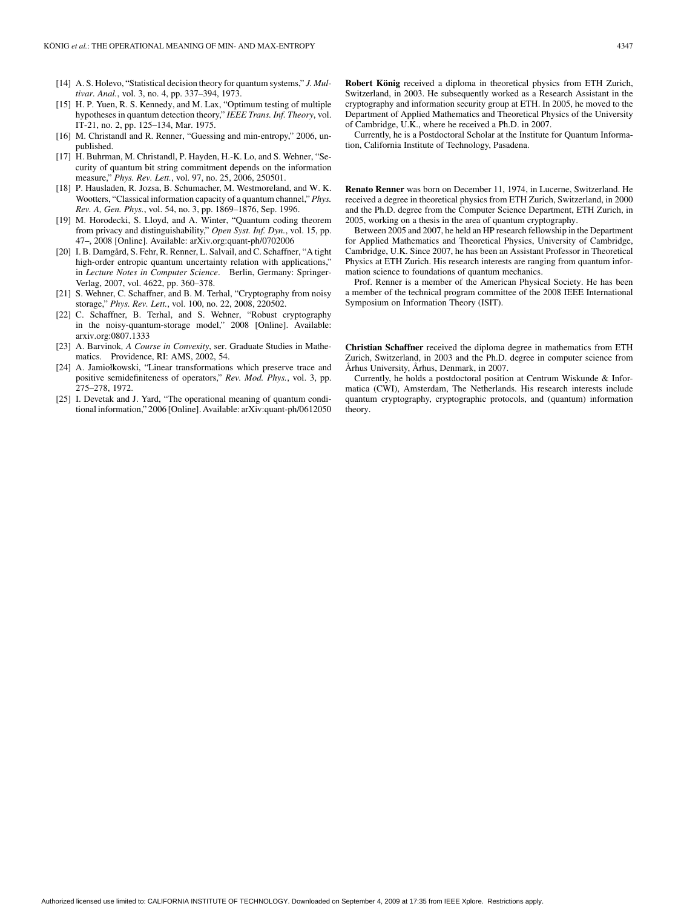[14] A. S. Holevo, "Statistical decision theory for quantum systems," *J. Multivar. Anal.*, vol. 3, no. 4, pp. 337–394, 1973.

[15] H. P. Yuen, R. S. Kennedy, and M. Lax, "Optimum testing of multiple hypotheses in quantum detection theory," *IEEE Trans. Inf. Theory*, vol. IT-21, no. 2, pp. 125–134, Mar. 1975.

[16] M. Christandl and R. Renner, "Guessing and min-entropy," 2006, unpublished.

[17] H. Buhrman, M. Christandl, P. Hayden, H.-K. Lo, and S. Wehner, "Security of quantum bit string commitment depends on the information measure," *Phys. Rev. Lett.*, vol. 97, no. 25, 2006, 250501.

[18] P. Hausladen, R. Jozsa, B. Schumacher, M. Westmoreland, and W. K. Wootters, "Classical information capacity of a quantum channel," *Phys. Rev. A, Gen. Phys.*, vol. 54, no. 3, pp. 1869–1876, Sep. 1996.

[19] M. Horodecki, S. Lloyd, and A. Winter, "Quantum coding theorem from privacy and distinguishability," *Open Syst. Inf. Dyn.*, vol. 15, pp. 47–, 2008 [Online]. Available: arXiv.org:quant-ph/0702006

[20] I. B. Damgård, S. Fehr, R. Renner, L. Salvail, and C. Schaffner, "A tight high-order entropic quantum uncertainty relation with applications," in *Lecture Notes in Computer Science*. Berlin, Germany: Springer-Verlag, 2007, vol. 4622, pp. 360–378.

[21] S. Wehner, C. Schaffner, and B. M. Terhal, "Cryptography from noisy storage," *Phys. Rev. Lett.*, vol. 100, no. 22, 2008, 220502.

[22] C. Schaffner, B. Terhal, and S. Wehner, "Robust cryptography in the noisy-quantum-storage model," 2008 [Online]. Available: arxiv.org:0807.1333

[23] A. Barvinok, *A Course in Convexity*, ser. Graduate Studies in Mathematics. Providence, RI: AMS, 2002, 54.

[24] A. Jamiołkowski, "Linear transformations which preserve trace and positive semidefiniteness of operators," *Rev. Mod. Phys.*, vol. 3, pp. 275–278, 1972.

[25] I. Devetak and J. Yard, "The operational meaning of quantum conditional information," 2006 [Online]. Available: arXiv:quant-ph/0612050

**Robert König** received a diploma in theoretical physics from ETH Zurich, Switzerland, in 2003. He subsequently worked as a Research Assistant in the cryptography and information security group at ETH. In 2005, he moved to the Department of Applied Mathematics and Theoretical Physics of the University of Cambridge, U.K., where he received a Ph.D. in 2007.

Currently, he is a Postdoctoral Scholar at the Institute for Quantum Information, California Institute of Technology, Pasadena.

**Renato Renner** was born on December 11, 1974, in Lucerne, Switzerland. He received a degree in theoretical physics from ETH Zurich, Switzerland, in 2000 and the Ph.D. degree from the Computer Science Department, ETH Zurich, in 2005, working on a thesis in the area of quantum cryptography.

Between 2005 and 2007, he held an HP research fellowship in the Department for Applied Mathematics and Theoretical Physics, University of Cambridge, Cambridge, U.K. Since 2007, he has been an Assistant Professor in Theoretical Physics at ETH Zurich. His research interests are ranging from quantum information science to foundations of quantum mechanics.

Prof. Renner is a member of the American Physical Society. He has been a member of the technical program committee of the 2008 IEEE International Symposium on Information Theory (ISIT).

**Christian Schaffner** received the diploma degree in mathematics from ETH Zurich, Switzerland, in 2003 and the Ph.D. degree in computer science from Århus University, Århus, Denmark, in 2007.

Currently, he holds a postdoctoral position at Centrum Wiskunde & Informatica (CWI), Amsterdam, The Netherlands. His research interests include quantum cryptography, cryptographic protocols, and (quantum) information theory.